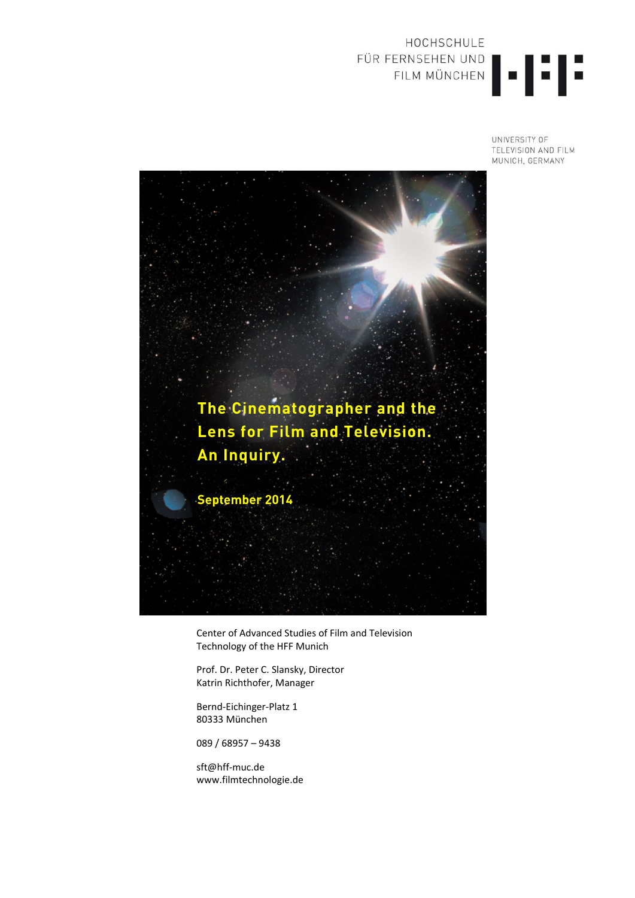HOCHSCHULE
FÜR FERNSEHEN UND
FILM MÜNCHEN

UNIVERSITY OF
TELEVISION AND FILM
MUNICH, GERMANY

# The Cinematographer and the Lens for Film and Television. An Inquiry.

**September 2014**

Center of Advanced Studies of Film and Television
Technology of the HFF Munich

Prof. Dr. Peter C. Slansky, Director
Katrin Richthofer, Manager

Bernd-Eichinger-Platz 1
80333 München

089 / 68957 – 9438

sft@hff-muc.de
www.filmtechnologie.de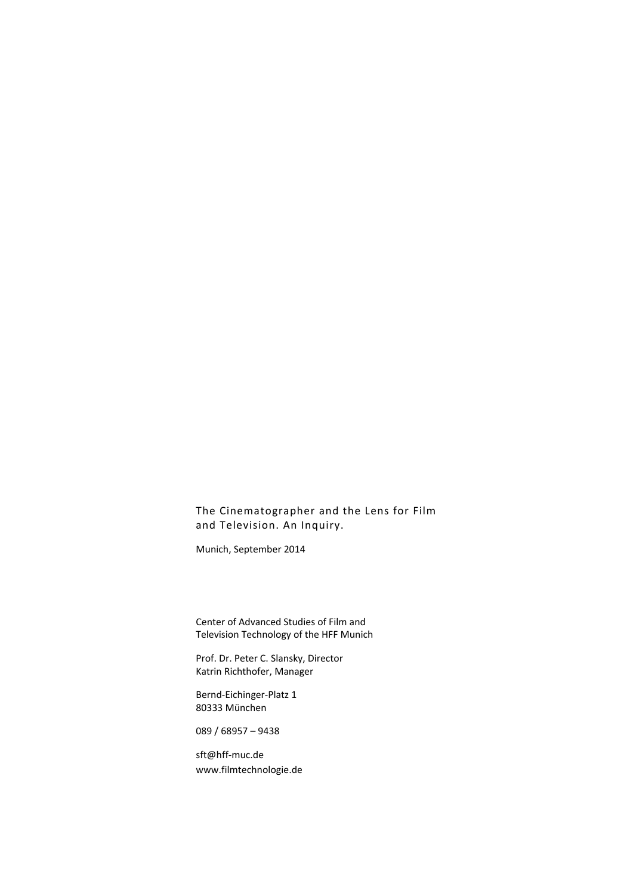The Cinematographer and the Lens for Film and Television. An Inquiry.

Munich, September 2014

Center of Advanced Studies of Film and Television Technology of the HFF Munich

Prof. Dr. Peter C. Slansky, Director
Katrin Richthofer, Manager

Bernd-Eichinger-Platz 1
80333 München

089 / 68957 – 9438

sft@hff-muc.de
www.filmtechnologie.de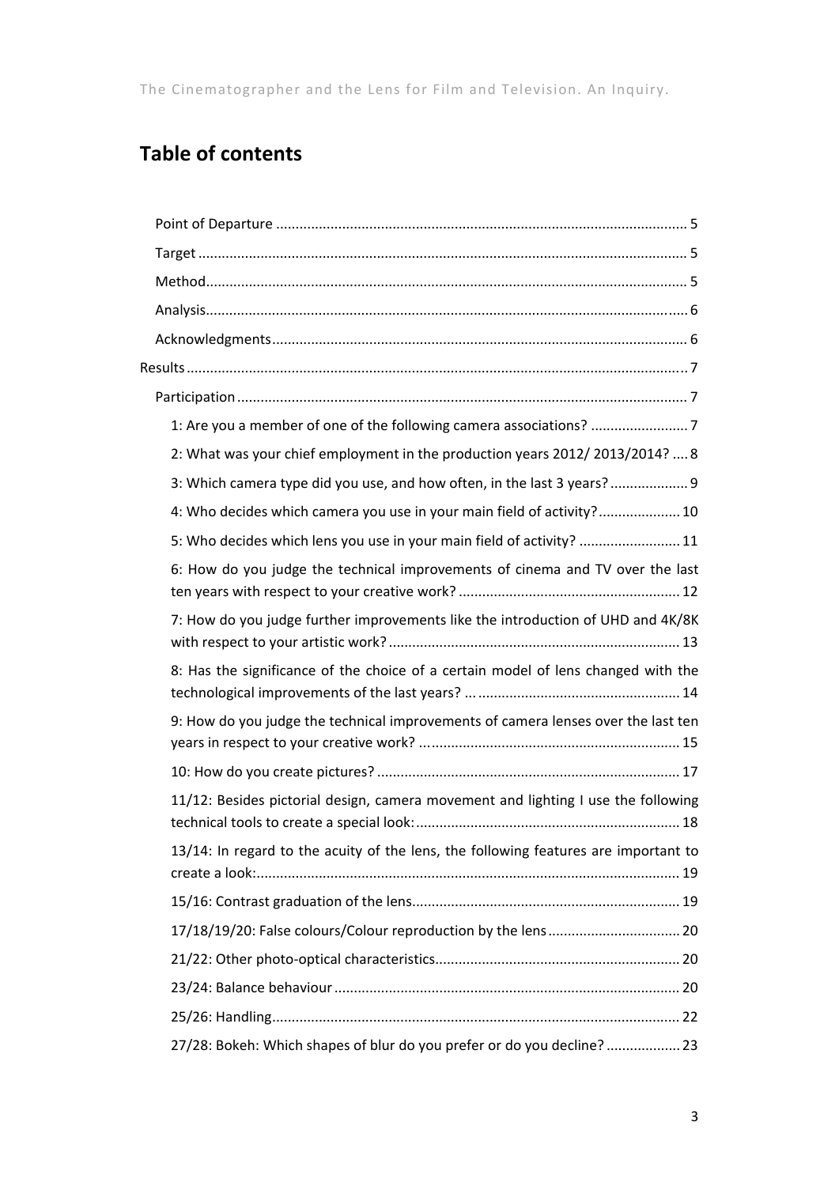# Table of contents

- Point of Departure ... 5
- Target ... 5
- Method ... 5
- Analysis ... 6
- Acknowledgments ... 6

Results ... 7

- Participation ... 7
  - 1: Are you a member of one of the following camera associations? ... 7
  - 2: What was your chief employment in the production years 2012/ 2013/2014? ... 8
  - 3: Which camera type did you use, and how often, in the last 3 years? ... 9
  - 4: Who decides which camera you use in your main field of activity? ... 10
  - 5: Who decides which lens you use in your main field of activity? ... 11
  - 6: How do you judge the technical improvements of cinema and TV over the last ten years with respect to your creative work? ... 12
  - 7: How do you judge further improvements like the introduction of UHD and 4K/8K with respect to your artistic work? ... 13
  - 8: Has the significance of the choice of a certain model of lens changed with the technological improvements of the last years? ... 14
  - 9: How do you judge the technical improvements of camera lenses over the last ten years in respect to your creative work? ... 15
  - 10: How do you create pictures? ... 17
  - 11/12: Besides pictorial design, camera movement and lighting I use the following technical tools to create a special look: ... 18
  - 13/14: In regard to the acuity of the lens, the following features are important to create a look: ... 19
  - 15/16: Contrast graduation of the lens ... 19
  - 17/18/19/20: False colours/Colour reproduction by the lens ... 20
  - 21/22: Other photo-optical characteristics ... 20
  - 23/24: Balance behaviour ... 20
  - 25/26: Handling ... 22
  - 27/28: Bokeh: Which shapes of blur do you prefer or do you decline? ... 23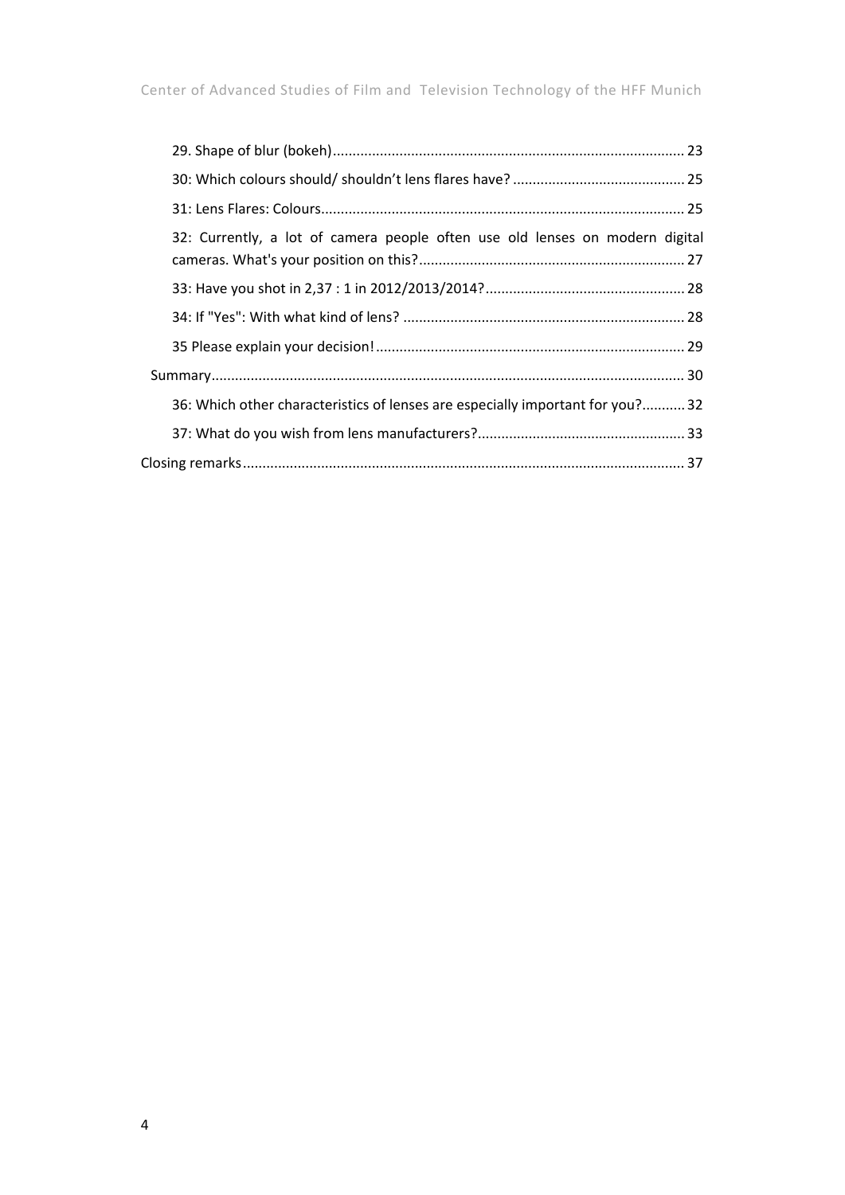29. Shape of blur (bokeh) ..... 23

30: Which colours should/ shouldn't lens flares have? ..... 25

31: Lens Flares: Colours ..... 25

32: Currently, a lot of camera people often use old lenses on modern digital cameras. What's your position on this? ..... 27

33: Have you shot in 2,37 : 1 in 2012/2013/2014? ..... 28

34: If "Yes": With what kind of lens? ..... 28

35 Please explain your decision! ..... 29

Summary ..... 30

36: Which other characteristics of lenses are especially important for you? ..... 32

37: What do you wish from lens manufacturers? ..... 33

Closing remarks ..... 37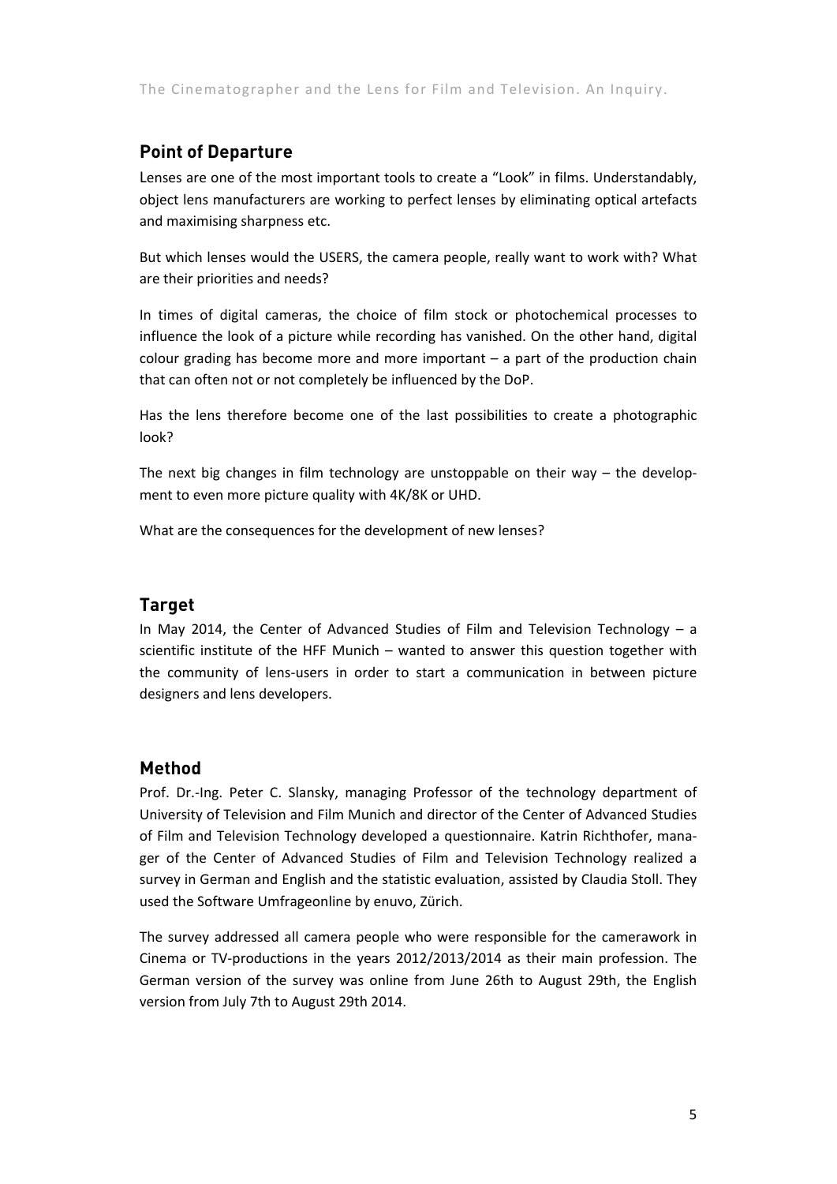## Point of Departure

Lenses are one of the most important tools to create a "Look" in films. Understandably, object lens manufacturers are working to perfect lenses by eliminating optical artefacts and maximising sharpness etc.

But which lenses would the USERS, the camera people, really want to work with? What are their priorities and needs?

In times of digital cameras, the choice of film stock or photochemical processes to influence the look of a picture while recording has vanished. On the other hand, digital colour grading has become more and more important – a part of the production chain that can often not or not completely be influenced by the DoP.

Has the lens therefore become one of the last possibilities to create a photographic look?

The next big changes in film technology are unstoppable on their way – the development to even more picture quality with 4K/8K or UHD.

What are the consequences for the development of new lenses?

## Target

In May 2014, the Center of Advanced Studies of Film and Television Technology – a scientific institute of the HFF Munich – wanted to answer this question together with the community of lens-users in order to start a communication in between picture designers and lens developers.

## Method

Prof. Dr.-Ing. Peter C. Slansky, managing Professor of the technology department of University of Television and Film Munich and director of the Center of Advanced Studies of Film and Television Technology developed a questionnaire. Katrin Richthofer, manager of the Center of Advanced Studies of Film and Television Technology realized a survey in German and English and the statistic evaluation, assisted by Claudia Stoll. They used the Software Umfrageonline by enuvo, Zürich.

The survey addressed all camera people who were responsible for the camerawork in Cinema or TV-productions in the years 2012/2013/2014 as their main profession. The German version of the survey was online from June 26th to August 29th, the English version from July 7th to August 29th 2014.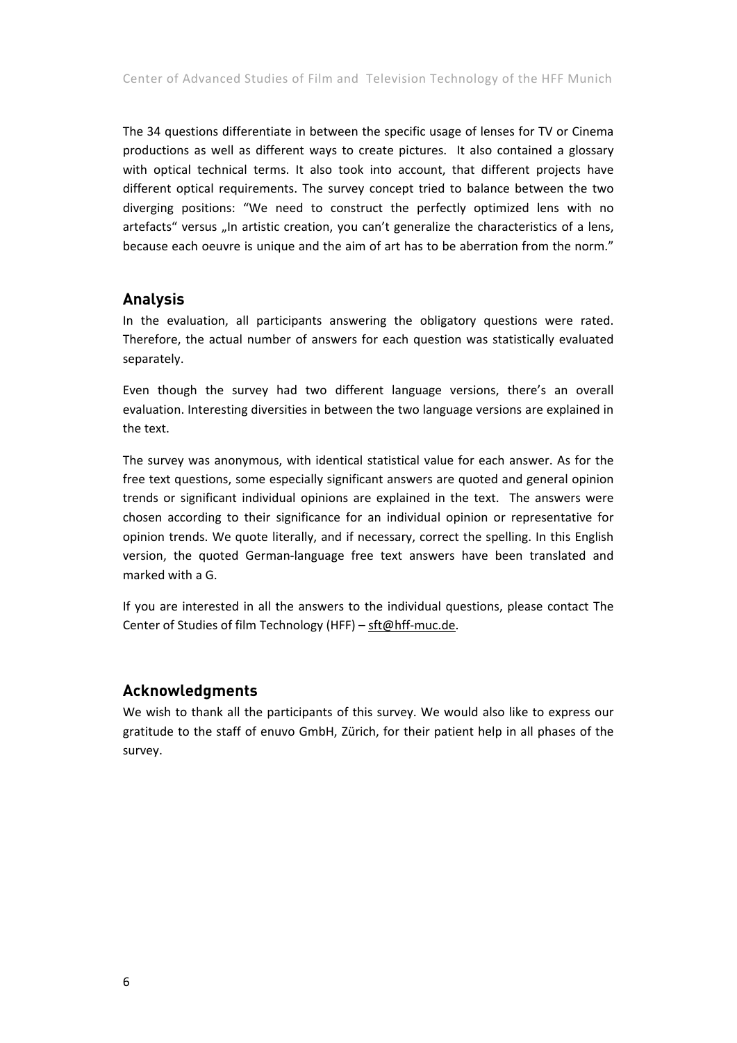The 34 questions differentiate in between the specific usage of lenses for TV or Cinema productions as well as different ways to create pictures. It also contained a glossary with optical technical terms. It also took into account, that different projects have different optical requirements. The survey concept tried to balance between the two diverging positions: "We need to construct the perfectly optimized lens with no artefacts" versus „In artistic creation, you can't generalize the characteristics of a lens, because each oeuvre is unique and the aim of art has to be aberration from the norm."

## Analysis

In the evaluation, all participants answering the obligatory questions were rated. Therefore, the actual number of answers for each question was statistically evaluated separately.

Even though the survey had two different language versions, there's an overall evaluation. Interesting diversities in between the two language versions are explained in the text.

The survey was anonymous, with identical statistical value for each answer. As for the free text questions, some especially significant answers are quoted and general opinion trends or significant individual opinions are explained in the text. The answers were chosen according to their significance for an individual opinion or representative for opinion trends. We quote literally, and if necessary, correct the spelling. In this English version, the quoted German-language free text answers have been translated and marked with a G.

If you are interested in all the answers to the individual questions, please contact The Center of Studies of film Technology (HFF) – sft@hff-muc.de.

## Acknowledgments

We wish to thank all the participants of this survey. We would also like to express our gratitude to the staff of enuvo GmbH, Zürich, for their patient help in all phases of the survey.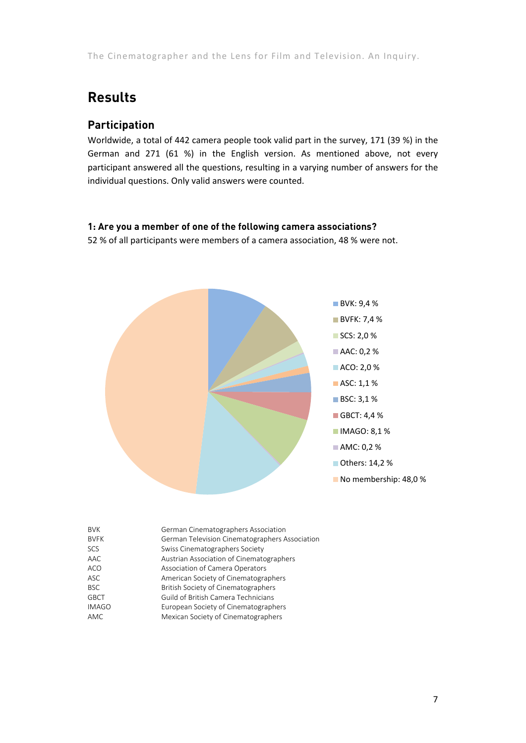# Results

## Participation

Worldwide, a total of 442 camera people took valid part in the survey, 171 (39 %) in the German and 271 (61 %) in the English version. As mentioned above, not every participant answered all the questions, resulting in a varying number of answers for the individual questions. Only valid answers were counted.

**1: Are you a member of one of the following camera associations?**

52 % of all participants were members of a camera association, 48 % were not.

- BVK: 9,4 %
- BVFK: 7,4 %
- SCS: 2,0 %
- AAC: 0,2 %
- ACO: 2,0 %
- ASC: 1,1 %
- BSC: 3,1 %
- GBCT: 4,4 %
- IMAGO: 8,1 %
- AMC: 0,2 %
- Others: 14,2 %
- No membership: 48,0 %

| | |
|---|---|
| BVK | German Cinematographers Association |
| BVFK | German Television Cinematographers Association |
| SCS | Swiss Cinematographers Society |
| AAC | Austrian Association of Cinematographers |
| ACO | Association of Camera Operators |
| ASC | American Society of Cinematographers |
| BSC | British Society of Cinematographers |
| GBCT | Guild of British Camera Technicians |
| IMAGO | European Society of Cinematographers |
| AMC | Mexican Society of Cinematographers |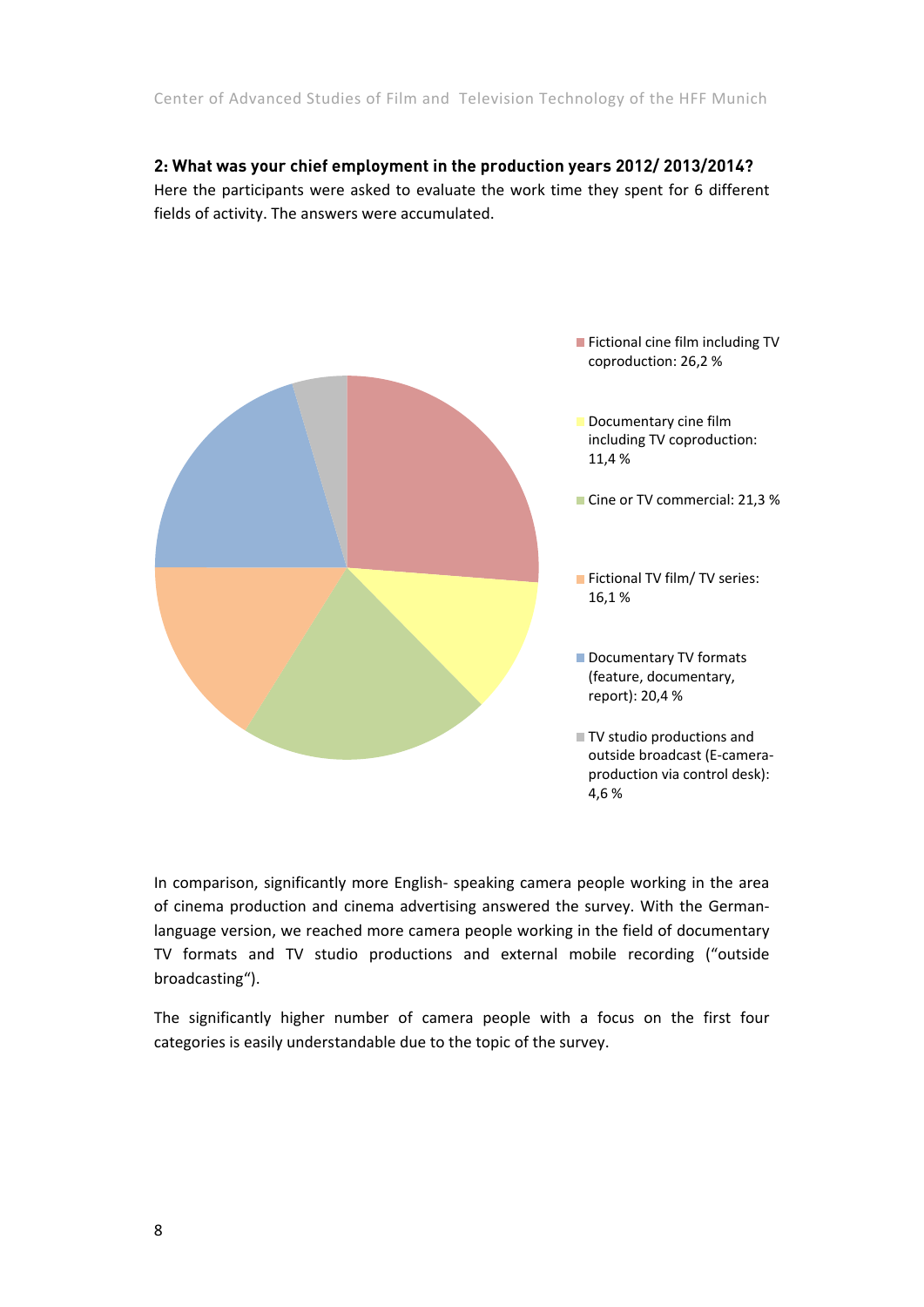**2: What was your chief employment in the production years 2012/ 2013/2014?**

Here the participants were asked to evaluate the work time they spent for 6 different fields of activity. The answers were accumulated.

- Fictional cine film including TV coproduction: 26,2 %
- Documentary cine film including TV coproduction: 11,4 %
- Cine or TV commercial: 21,3 %
- Fictional TV film/ TV series: 16,1 %
- Documentary TV formats (feature, documentary, report): 20,4 %
- TV studio productions and outside broadcast (E-camera-production via control desk): 4,6 %

In comparison, significantly more English- speaking camera people working in the area of cinema production and cinema advertising answered the survey. With the German-language version, we reached more camera people working in the field of documentary TV formats and TV studio productions and external mobile recording ("outside broadcasting").

The significantly higher number of camera people with a focus on the first four categories is easily understandable due to the topic of the survey.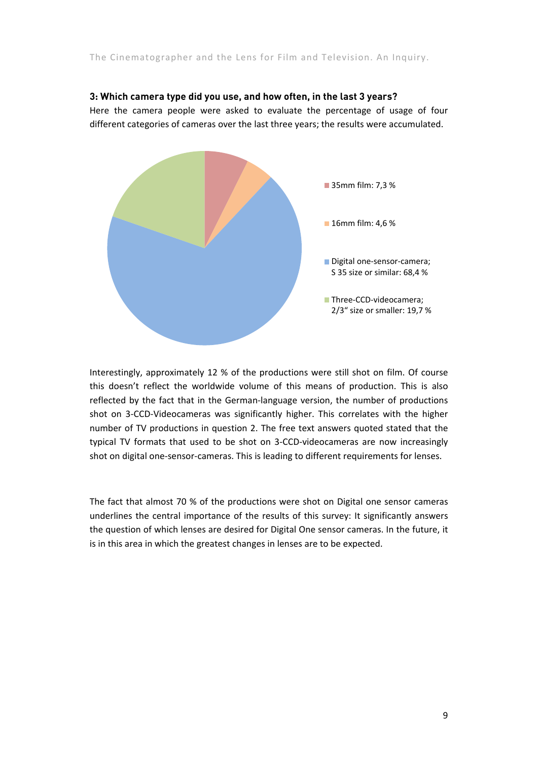### 3: Which camera type did you use, and how often, in the last 3 years?

Here the camera people were asked to evaluate the percentage of usage of four different categories of cameras over the last three years; the results were accumulated.

- 35mm film: 7,3 %
- 16mm film: 4,6 %
- Digital one-sensor-camera; S 35 size or similar: 68,4 %
- Three-CCD-videocamera; 2/3" size or smaller: 19,7 %

Interestingly, approximately 12 % of the productions were still shot on film. Of course this doesn't reflect the worldwide volume of this means of production. This is also reflected by the fact that in the German-language version, the number of productions shot on 3-CCD-Videocameras was significantly higher. This correlates with the higher number of TV productions in question 2. The free text answers quoted stated that the typical TV formats that used to be shot on 3-CCD-videocameras are now increasingly shot on digital one-sensor-cameras. This is leading to different requirements for lenses.

The fact that almost 70 % of the productions were shot on Digital one sensor cameras underlines the central importance of the results of this survey: It significantly answers the question of which lenses are desired for Digital One sensor cameras. In the future, it is in this area in which the greatest changes in lenses are to be expected.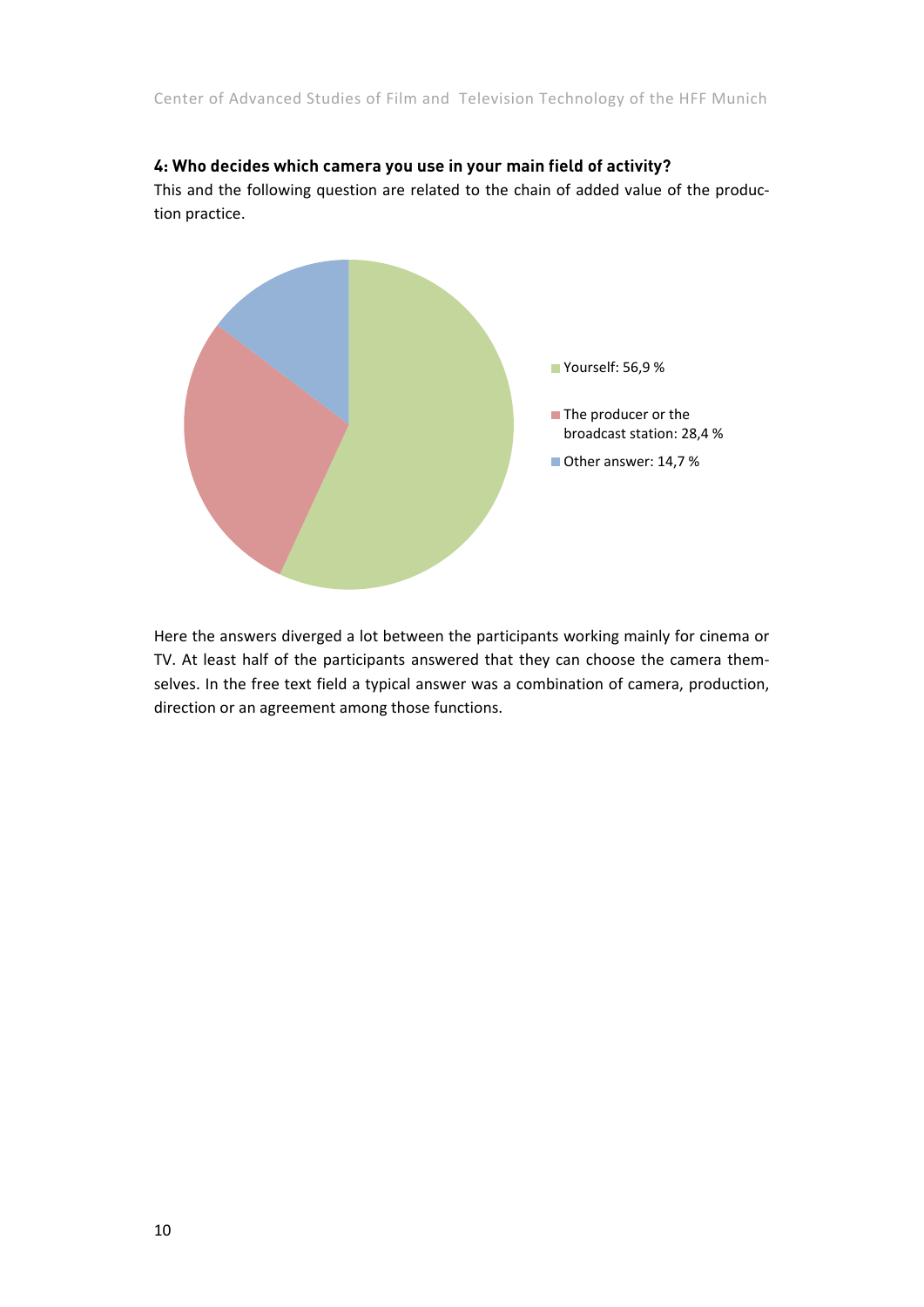**4: Who decides which camera you use in your main field of activity?**

This and the following question are related to the chain of added value of the production practice.

- Yourself: 56,9 %
- The producer or the broadcast station: 28,4 %
- Other answer: 14,7 %

Here the answers diverged a lot between the participants working mainly for cinema or TV. At least half of the participants answered that they can choose the camera themselves. In the free text field a typical answer was a combination of camera, production, direction or an agreement among those functions.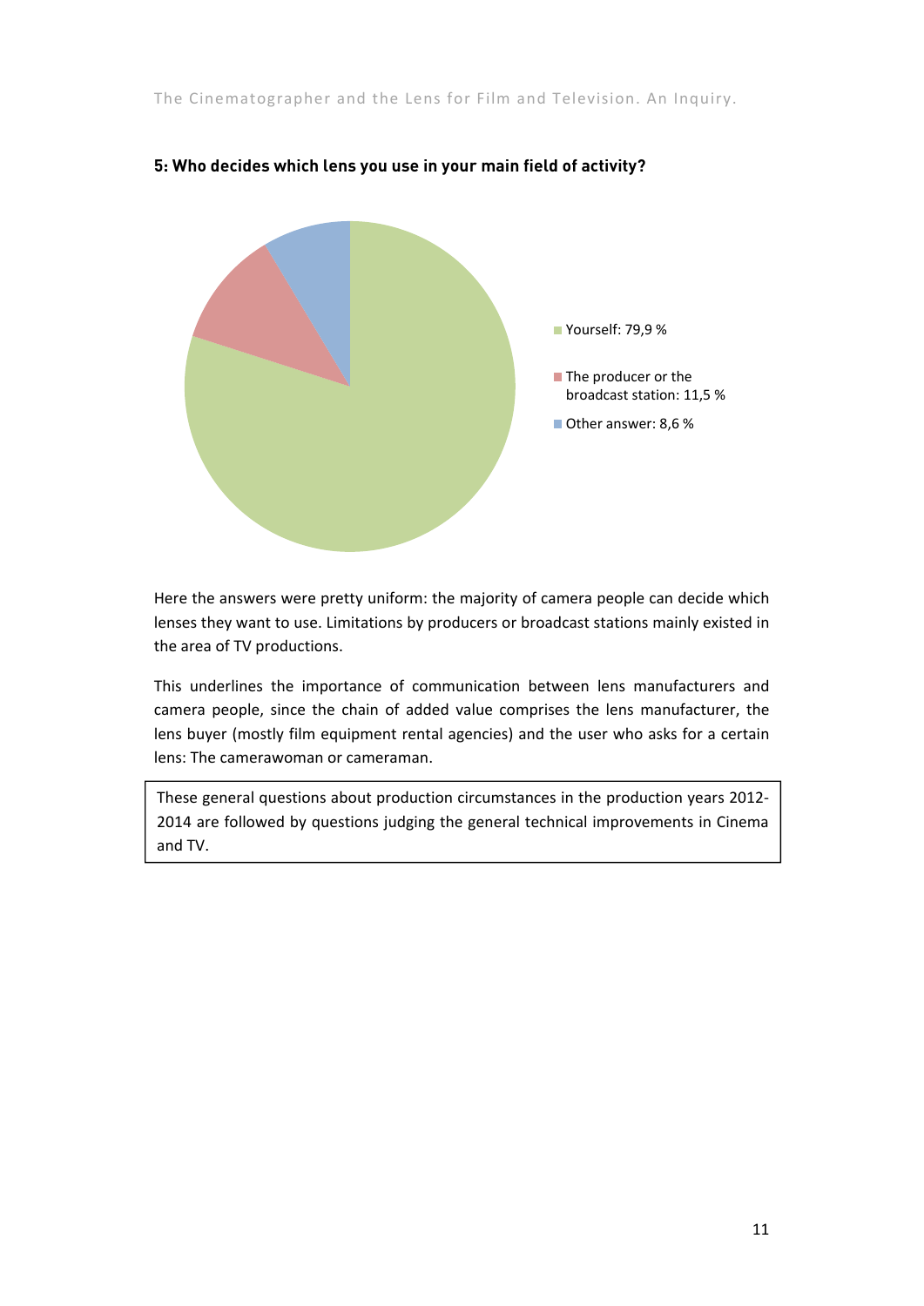**5: Who decides which lens you use in your main field of activity?**

- Yourself: 79,9 %
- The producer or the broadcast station: 11,5 %
- Other answer: 8,6 %

Here the answers were pretty uniform: the majority of camera people can decide which lenses they want to use. Limitations by producers or broadcast stations mainly existed in the area of TV productions.

This underlines the importance of communication between lens manufacturers and camera people, since the chain of added value comprises the lens manufacturer, the lens buyer (mostly film equipment rental agencies) and the user who asks for a certain lens: The camerawoman or cameraman.

> These general questions about production circumstances in the production years 2012-2014 are followed by questions judging the general technical improvements in Cinema and TV.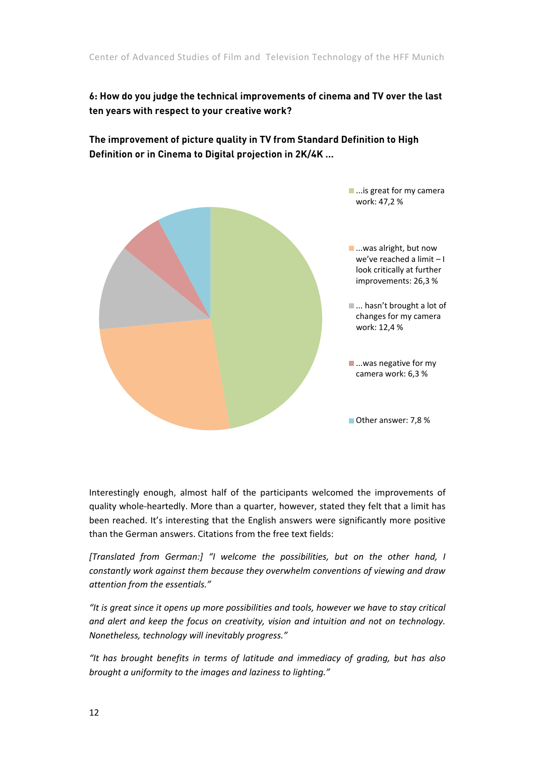**6: How do you judge the technical improvements of cinema and TV over the last ten years with respect to your creative work?**

**The improvement of picture quality in TV from Standard Definition to High Definition or in Cinema to Digital projection in 2K/4K ...**

- ...is great for my camera work: 47,2 %
- ...was alright, but now we've reached a limit – I look critically at further improvements: 26,3 %
- ... hasn't brought a lot of changes for my camera work: 12,4 %
- ...was negative for my camera work: 6,3 %
- Other answer: 7,8 %

Interestingly enough, almost half of the participants welcomed the improvements of quality whole-heartedly. More than a quarter, however, stated they felt that a limit has been reached. It's interesting that the English answers were significantly more positive than the German answers. Citations from the free text fields:

*[Translated from German:] "I welcome the possibilities, but on the other hand, I constantly work against them because they overwhelm conventions of viewing and draw attention from the essentials."*

*"It is great since it opens up more possibilities and tools, however we have to stay critical and alert and keep the focus on creativity, vision and intuition and not on technology. Nonetheless, technology will inevitably progress."*

*"It has brought benefits in terms of latitude and immediacy of grading, but has also brought a uniformity to the images and laziness to lighting."*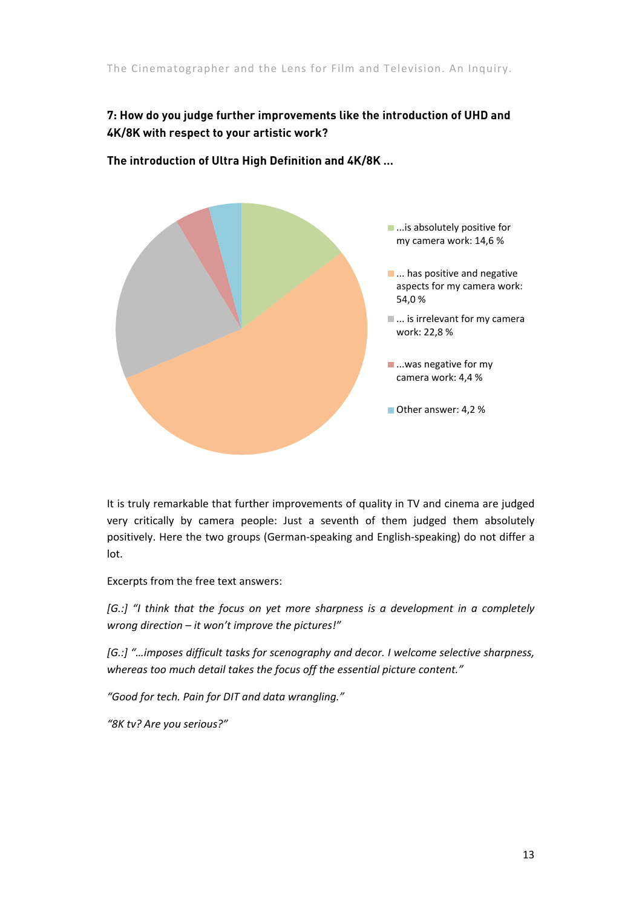**7: How do you judge further improvements like the introduction of UHD and 4K/8K with respect to your artistic work?**

**The introduction of Ultra High Definition and 4K/8K ...**

- ...is absolutely positive for my camera work: 14,6 %
- ... has positive and negative aspects for my camera work: 54,0 %
- ... is irrelevant for my camera work: 22,8 %
- ...was negative for my camera work: 4,4 %
- Other answer: 4,2 %

It is truly remarkable that further improvements of quality in TV and cinema are judged very critically by camera people: Just a seventh of them judged them absolutely positively. Here the two groups (German-speaking and English-speaking) do not differ a lot.

Excerpts from the free text answers:

*[G.:] "I think that the focus on yet more sharpness is a development in a completely wrong direction – it won't improve the pictures!"*

*[G.:] "…imposes difficult tasks for scenography and decor. I welcome selective sharpness, whereas too much detail takes the focus off the essential picture content."*

*"Good for tech. Pain for DIT and data wrangling."*

*"8K tv? Are you serious?"*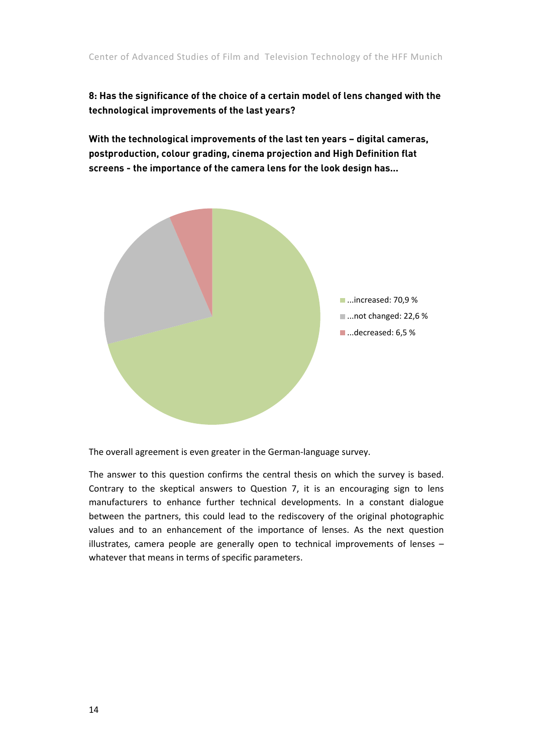**8: Has the significance of the choice of a certain model of lens changed with the technological improvements of the last years?**

**With the technological improvements of the last ten years – digital cameras, postproduction, colour grading, cinema projection and High Definition flat screens - the importance of the camera lens for the look design has...**

...increased: 70,9 %

...not changed: 22,6 %

...decreased: 6,5 %

The overall agreement is even greater in the German-language survey.

The answer to this question confirms the central thesis on which the survey is based. Contrary to the skeptical answers to Question 7, it is an encouraging sign to lens manufacturers to enhance further technical developments. In a constant dialogue between the partners, this could lead to the rediscovery of the original photographic values and to an enhancement of the importance of lenses. As the next question illustrates, camera people are generally open to technical improvements of lenses – whatever that means in terms of specific parameters.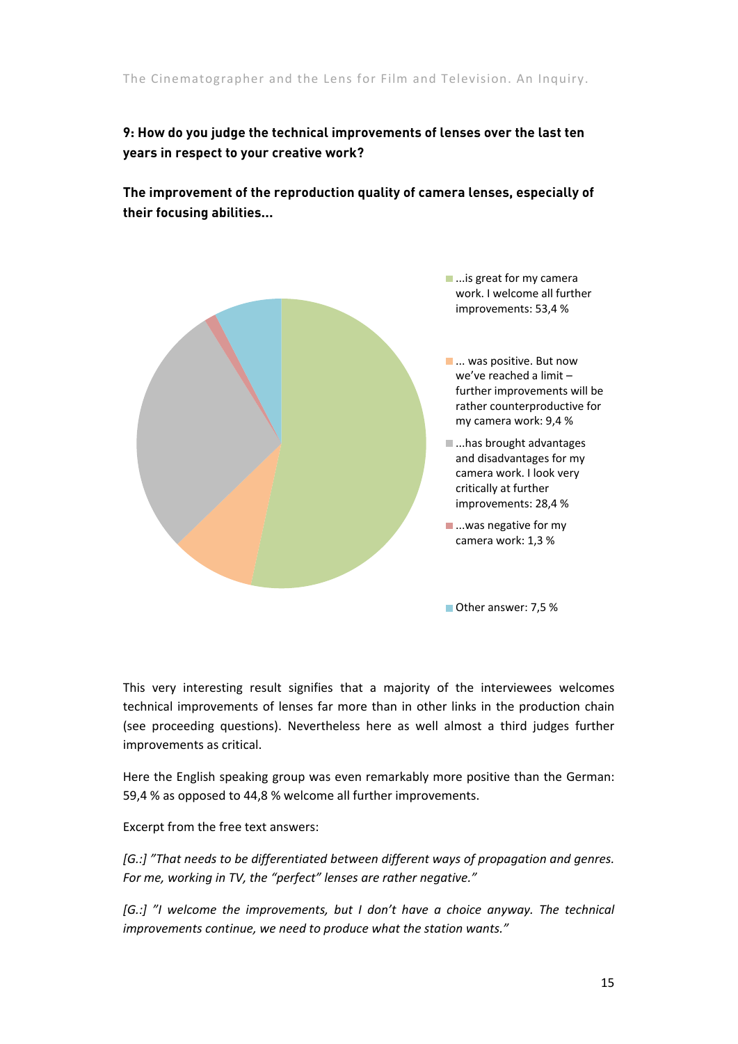**9: How do you judge the technical improvements of lenses over the last ten years in respect to your creative work?**

**The improvement of the reproduction quality of camera lenses, especially of their focusing abilities...**

- ...is great for my camera work. I welcome all further improvements: 53,4 %
- ... was positive. But now we've reached a limit – further improvements will be rather counterproductive for my camera work: 9,4 %
- ...has brought advantages and disadvantages for my camera work. I look very critically at further improvements: 28,4 %
- ...was negative for my camera work: 1,3 %
- Other answer: 7,5 %

This very interesting result signifies that a majority of the interviewees welcomes technical improvements of lenses far more than in other links in the production chain (see proceeding questions). Nevertheless here as well almost a third judges further improvements as critical.

Here the English speaking group was even remarkably more positive than the German: 59,4 % as opposed to 44,8 % welcome all further improvements.

Excerpt from the free text answers:

*[G.:] "That needs to be differentiated between different ways of propagation and genres. For me, working in TV, the "perfect" lenses are rather negative."*

*[G.:] "I welcome the improvements, but I don't have a choice anyway. The technical improvements continue, we need to produce what the station wants."*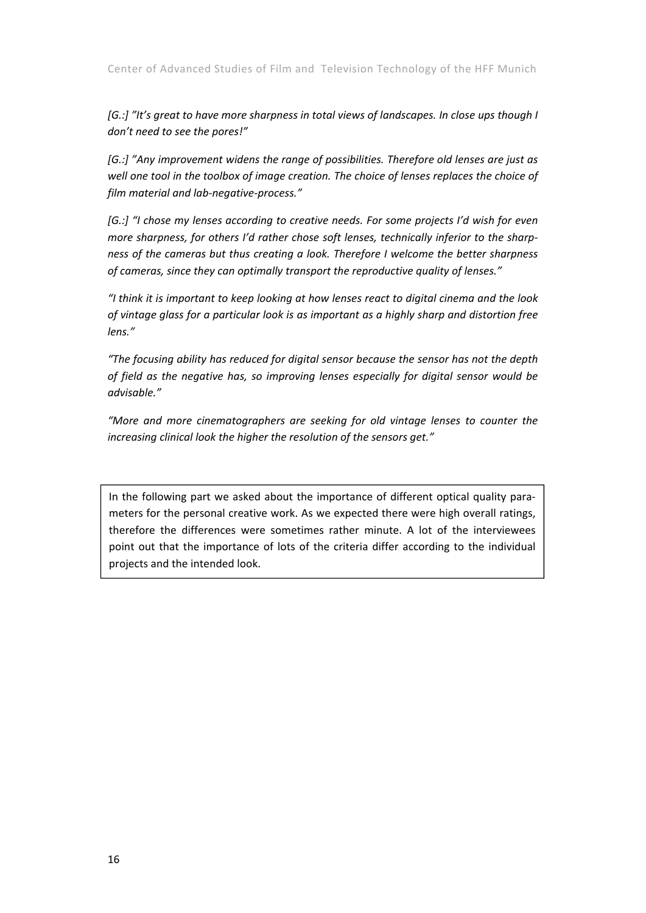*[G.:] "It's great to have more sharpness in total views of landscapes. In close ups though I don't need to see the pores!"*

*[G.:] "Any improvement widens the range of possibilities. Therefore old lenses are just as well one tool in the toolbox of image creation. The choice of lenses replaces the choice of film material and lab-negative-process."*

*[G.:] "I chose my lenses according to creative needs. For some projects I'd wish for even more sharpness, for others I'd rather chose soft lenses, technically inferior to the sharpness of the cameras but thus creating a look. Therefore I welcome the better sharpness of cameras, since they can optimally transport the reproductive quality of lenses."*

*"I think it is important to keep looking at how lenses react to digital cinema and the look of vintage glass for a particular look is as important as a highly sharp and distortion free lens."*

*"The focusing ability has reduced for digital sensor because the sensor has not the depth of field as the negative has, so improving lenses especially for digital sensor would be advisable."*

*"More and more cinematographers are seeking for old vintage lenses to counter the increasing clinical look the higher the resolution of the sensors get."*

In the following part we asked about the importance of different optical quality parameters for the personal creative work. As we expected there were high overall ratings, therefore the differences were sometimes rather minute. A lot of the interviewees point out that the importance of lots of the criteria differ according to the individual projects and the intended look.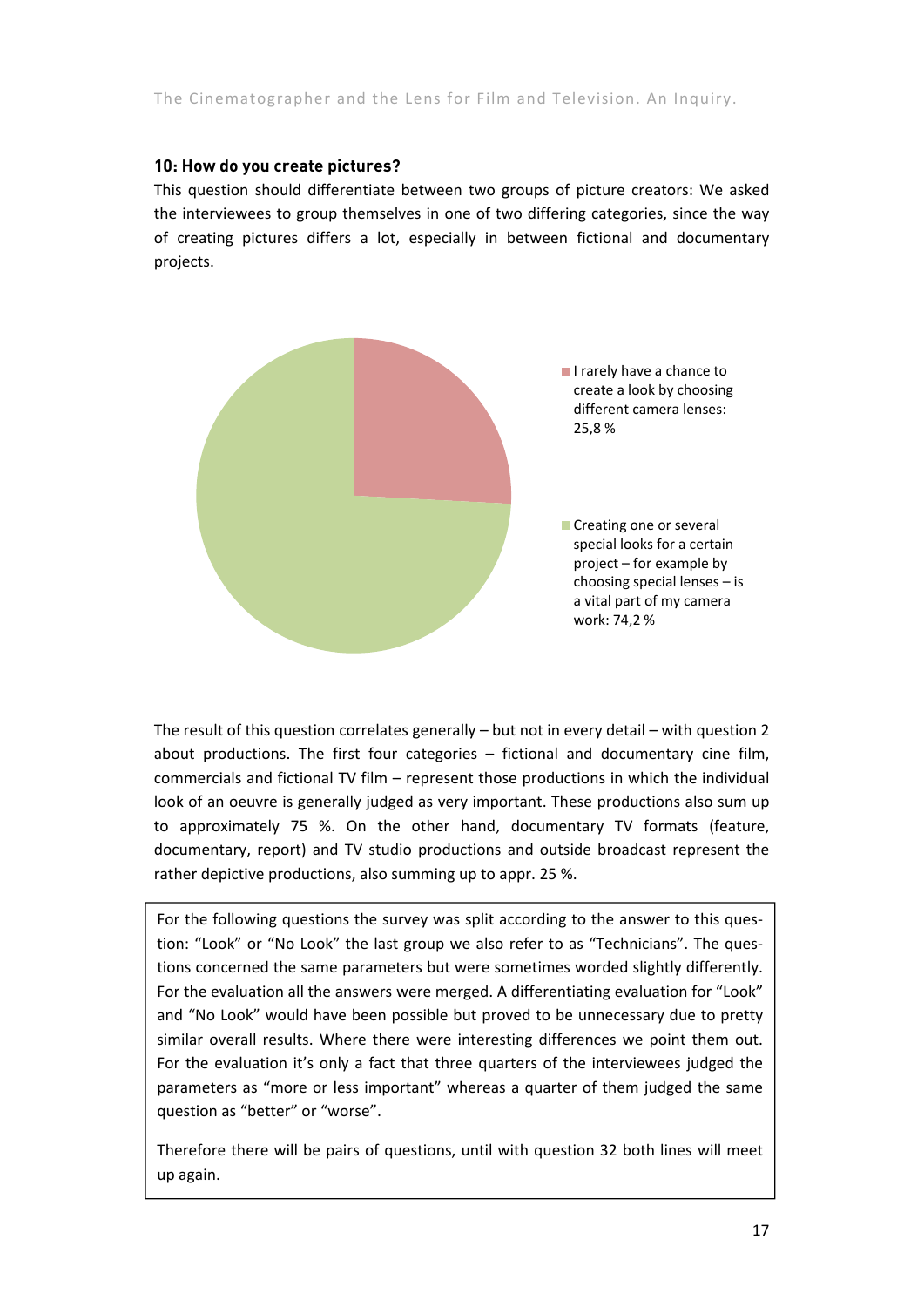### 10: How do you create pictures?

This question should differentiate between two groups of picture creators: We asked the interviewees to group themselves in one of two differing categories, since the way of creating pictures differs a lot, especially in between fictional and documentary projects.

I rarely have a chance to create a look by choosing different camera lenses: 25,8 %

Creating one or several special looks for a certain project – for example by choosing special lenses – is a vital part of my camera work: 74,2 %

The result of this question correlates generally – but not in every detail – with question 2 about productions. The first four categories – fictional and documentary cine film, commercials and fictional TV film – represent those productions in which the individual look of an oeuvre is generally judged as very important. These productions also sum up to approximately 75 %. On the other hand, documentary TV formats (feature, documentary, report) and TV studio productions and outside broadcast represent the rather depictive productions, also summing up to appr. 25 %.

For the following questions the survey was split according to the answer to this question: “Look” or “No Look” the last group we also refer to as “Technicians”. The questions concerned the same parameters but were sometimes worded slightly differently. For the evaluation all the answers were merged. A differentiating evaluation for “Look” and “No Look” would have been possible but proved to be unnecessary due to pretty similar overall results. Where there were interesting differences we point them out. For the evaluation it’s only a fact that three quarters of the interviewees judged the parameters as “more or less important” whereas a quarter of them judged the same question as “better” or “worse”.

Therefore there will be pairs of questions, until with question 32 both lines will meet up again.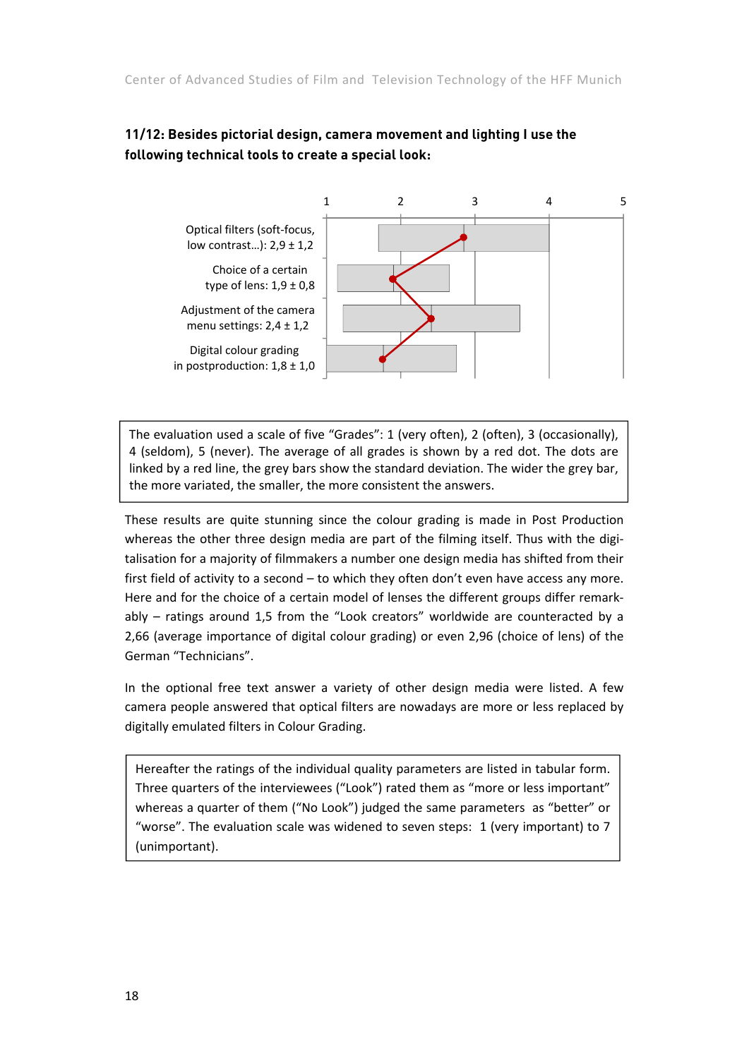**11/12: Besides pictorial design, camera movement and lighting I use the following technical tools to create a special look:**

| | 1 | 2 | 3 | 4 | 5 |
|---|---|---|---|---|---|
| Optical filters (soft-focus, low contrast…): 2,9 ± 1,2 | | | | | |
| Choice of a certain type of lens: 1,9 ± 0,8 | | | | | |
| Adjustment of the camera menu settings: 2,4 ± 1,2 | | | | | |
| Digital colour grading in postproduction: 1,8 ± 1,0 | | | | | |

The evaluation used a scale of five "Grades": 1 (very often), 2 (often), 3 (occasionally), 4 (seldom), 5 (never). The average of all grades is shown by a red dot. The dots are linked by a red line, the grey bars show the standard deviation. The wider the grey bar, the more variated, the smaller, the more consistent the answers.

These results are quite stunning since the colour grading is made in Post Production whereas the other three design media are part of the filming itself. Thus with the digitalisation for a majority of filmmakers a number one design media has shifted from their first field of activity to a second – to which they often don't even have access any more. Here and for the choice of a certain model of lenses the different groups differ remarkably – ratings around 1,5 from the "Look creators" worldwide are counteracted by a 2,66 (average importance of digital colour grading) or even 2,96 (choice of lens) of the German "Technicians".

In the optional free text answer a variety of other design media were listed. A few camera people answered that optical filters are nowadays are more or less replaced by digitally emulated filters in Colour Grading.

Hereafter the ratings of the individual quality parameters are listed in tabular form. Three quarters of the interviewees ("Look") rated them as "more or less important" whereas a quarter of them ("No Look") judged the same parameters as "better" or "worse". The evaluation scale was widened to seven steps: 1 (very important) to 7 (unimportant).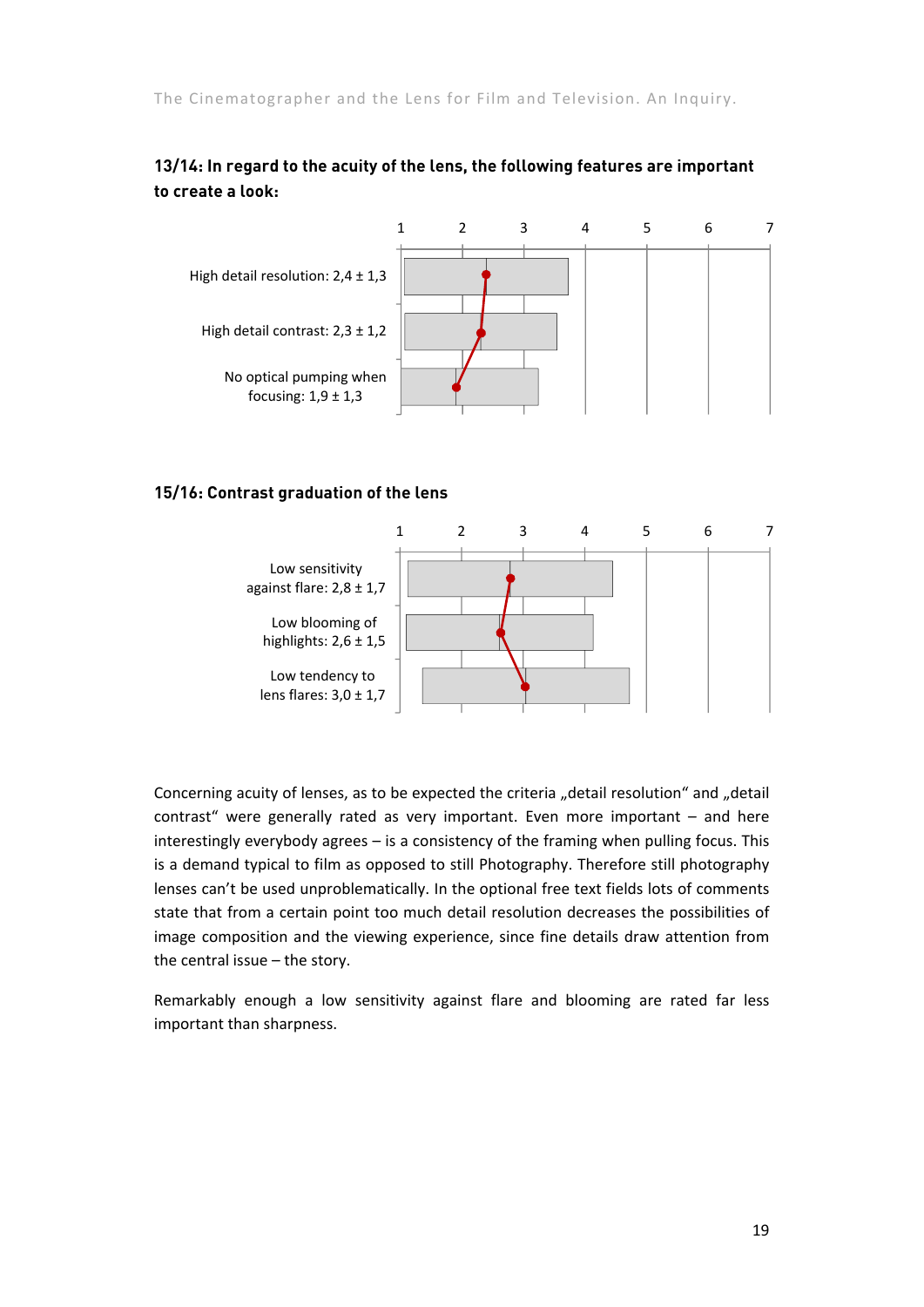**13/14: In regard to the acuity of the lens, the following features are important to create a look:**

High detail resolution: 2,4 ± 1,3

High detail contrast: 2,3 ± 1,2

No optical pumping when focusing: 1,9 ± 1,3

**15/16: Contrast graduation of the lens**

Low sensitivity against flare: 2,8 ± 1,7

Low blooming of highlights: 2,6 ± 1,5

Low tendency to lens flares: 3,0 ± 1,7

Concerning acuity of lenses, as to be expected the criteria „detail resolution“ and „detail contrast“ were generally rated as very important. Even more important – and here interestingly everybody agrees – is a consistency of the framing when pulling focus. This is a demand typical to film as opposed to still Photography. Therefore still photography lenses can't be used unproblematically. In the optional free text fields lots of comments state that from a certain point too much detail resolution decreases the possibilities of image composition and the viewing experience, since fine details draw attention from the central issue – the story.

Remarkably enough a low sensitivity against flare and blooming are rated far less important than sharpness.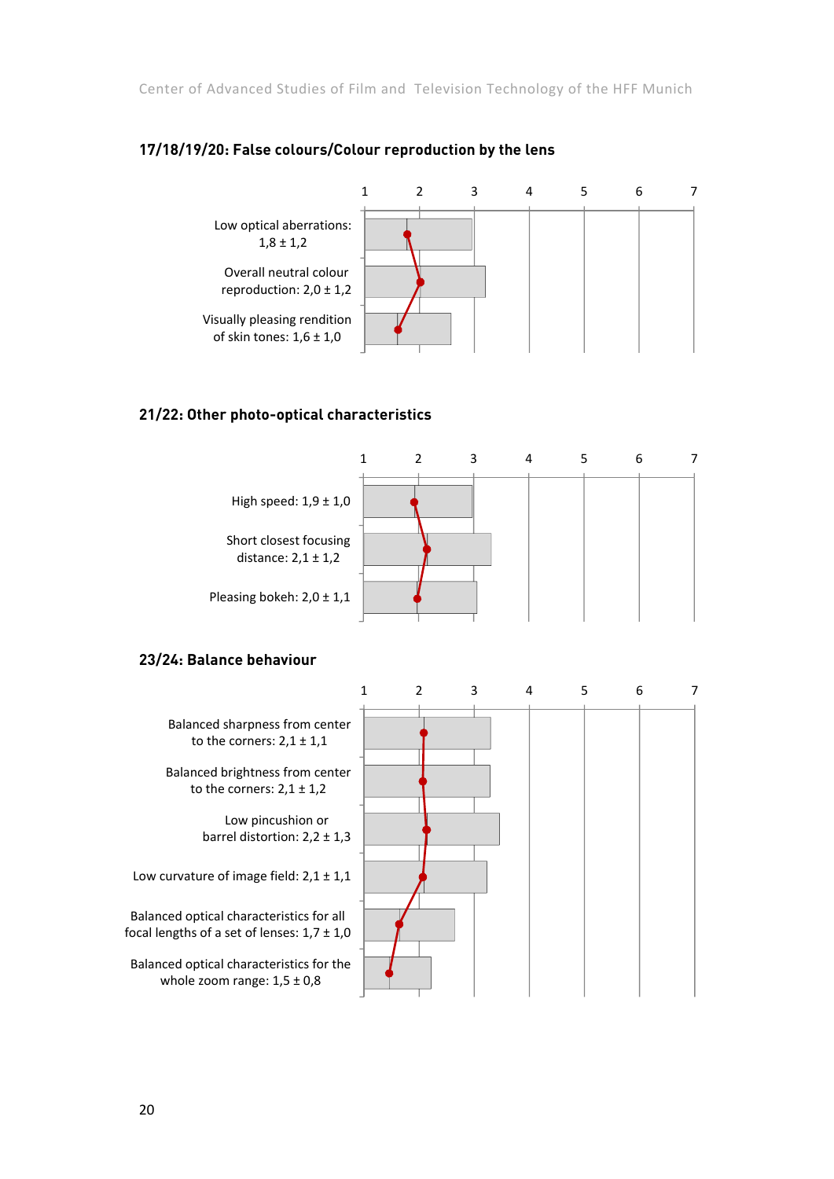### 17/18/19/20: False colours/Colour reproduction by the lens

1 2 3 4 5 6 7

Low optical aberrations: 1,8 ± 1,2

Overall neutral colour reproduction: 2,0 ± 1,2

Visually pleasing rendition of skin tones: 1,6 ± 1,0

### 21/22: Other photo-optical characteristics

1 2 3 4 5 6 7

High speed: 1,9 ± 1,0

Short closest focusing distance: 2,1 ± 1,2

Pleasing bokeh: 2,0 ± 1,1

### 23/24: Balance behaviour

1 2 3 4 5 6 7

Balanced sharpness from center to the corners: 2,1 ± 1,1

Balanced brightness from center to the corners: 2,1 ± 1,2

Low pincushion or barrel distortion: 2,2 ± 1,3

Low curvature of image field: 2,1 ± 1,1

Balanced optical characteristics for all focal lengths of a set of lenses: 1,7 ± 1,0

Balanced optical characteristics for the whole zoom range: 1,5 ± 0,8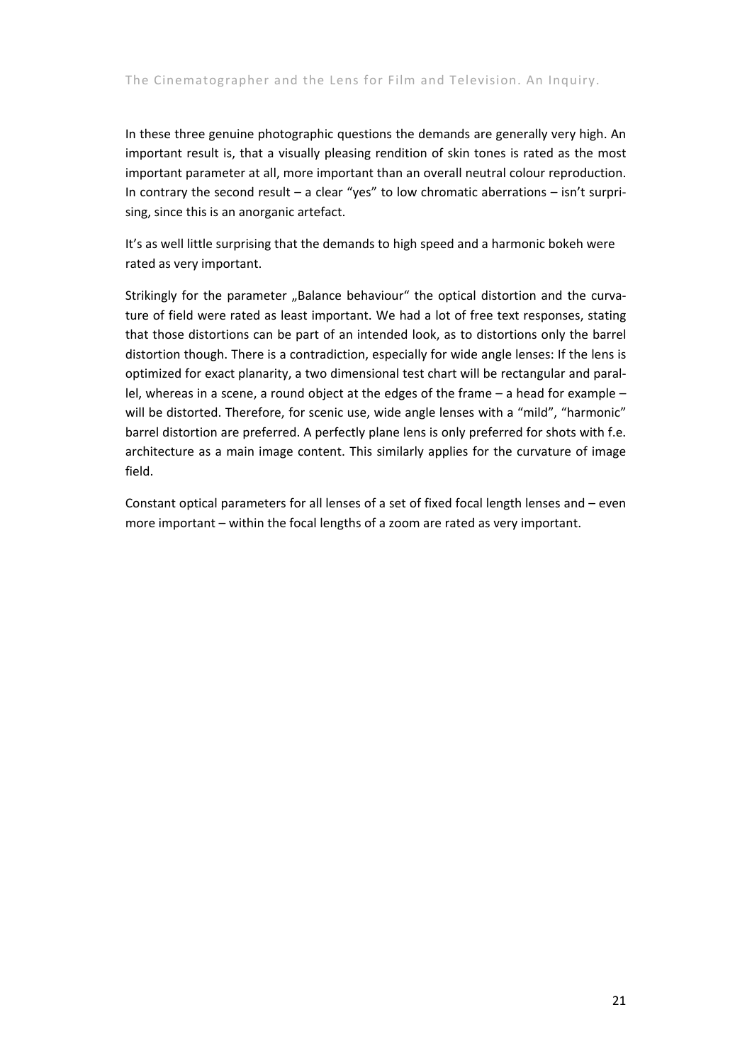In these three genuine photographic questions the demands are generally very high. An important result is, that a visually pleasing rendition of skin tones is rated as the most important parameter at all, more important than an overall neutral colour reproduction. In contrary the second result – a clear "yes" to low chromatic aberrations – isn't surprising, since this is an anorganic artefact.

It's as well little surprising that the demands to high speed and a harmonic bokeh were rated as very important.

Strikingly for the parameter „Balance behaviour" the optical distortion and the curvature of field were rated as least important. We had a lot of free text responses, stating that those distortions can be part of an intended look, as to distortions only the barrel distortion though. There is a contradiction, especially for wide angle lenses: If the lens is optimized for exact planarity, a two dimensional test chart will be rectangular and parallel, whereas in a scene, a round object at the edges of the frame – a head for example – will be distorted. Therefore, for scenic use, wide angle lenses with a "mild", "harmonic" barrel distortion are preferred. A perfectly plane lens is only preferred for shots with f.e. architecture as a main image content. This similarly applies for the curvature of image field.

Constant optical parameters for all lenses of a set of fixed focal length lenses and – even more important – within the focal lengths of a zoom are rated as very important.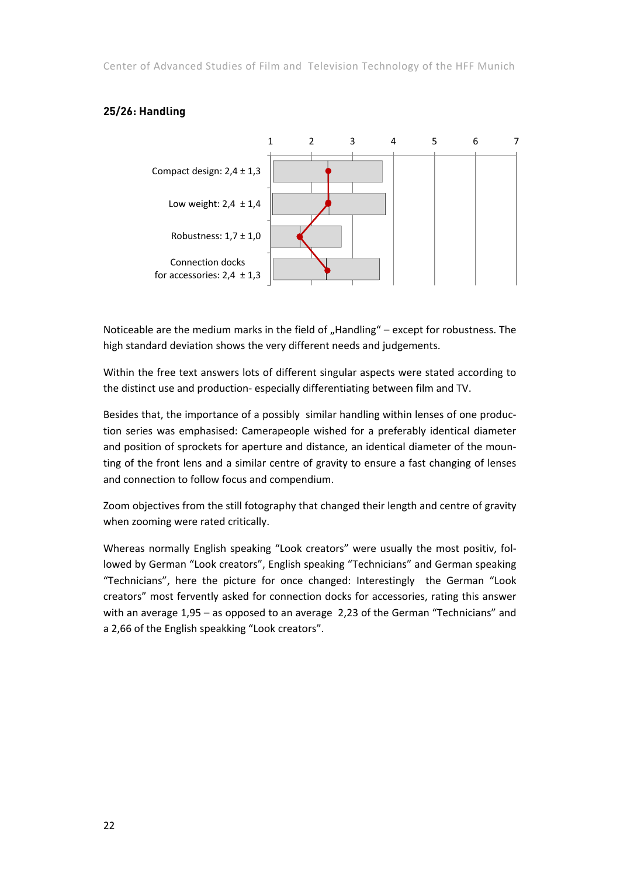### 25/26: Handling

Compact design: 2,4 ± 1,3

Low weight: 2,4 ± 1,4

Robustness: 1,7 ± 1,0

Connection docks for accessories: 2,4 ± 1,3

Noticeable are the medium marks in the field of „Handling" – except for robustness. The high standard deviation shows the very different needs and judgements.

Within the free text answers lots of different singular aspects were stated according to the distinct use and production- especially differentiating between film and TV.

Besides that, the importance of a possibly similar handling within lenses of one production series was emphasised: Camerapeople wished for a preferably identical diameter and position of sprockets for aperture and distance, an identical diameter of the mounting of the front lens and a similar centre of gravity to ensure a fast changing of lenses and connection to follow focus and compendium.

Zoom objectives from the still fotography that changed their length and centre of gravity when zooming were rated critically.

Whereas normally English speaking "Look creators" were usually the most positiv, followed by German "Look creators", English speaking "Technicians" and German speaking "Technicians", here the picture for once changed: Interestingly the German "Look creators" most fervently asked for connection docks for accessories, rating this answer with an average 1,95 – as opposed to an average 2,23 of the German "Technicians" and a 2,66 of the English speakking "Look creators".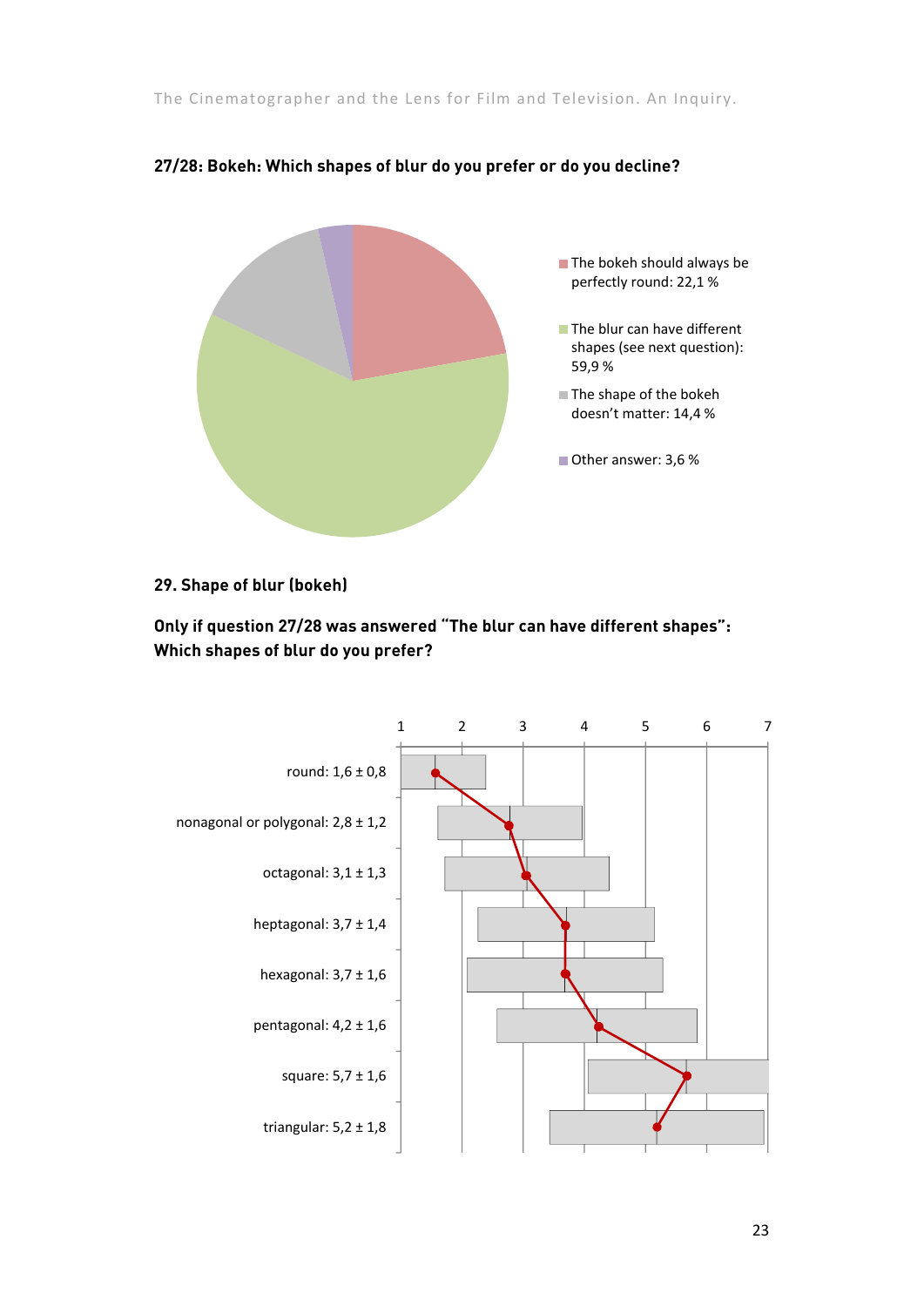### 27/28: Bokeh: Which shapes of blur do you prefer or do you decline?

- The bokeh should always be perfectly round: 22,1 %
- The blur can have different shapes (see next question): 59,9 %
- The shape of the bokeh doesn't matter: 14,4 %
- Other answer: 3,6 %

### 29. Shape of blur (bokeh)

**Only if question 27/28 was answered "The blur can have different shapes": Which shapes of blur do you prefer?**

| Shape | Mean ± SD (scale 1–7) |
|---|---|
| round | 1,6 ± 0,8 |
| nonagonal or polygonal | 2,8 ± 1,2 |
| octagonal | 3,1 ± 1,3 |
| heptagonal | 3,7 ± 1,4 |
| hexagonal | 3,7 ± 1,6 |
| pentagonal | 4,2 ± 1,6 |
| square | 5,7 ± 1,6 |
| triangular | 5,2 ± 1,8 |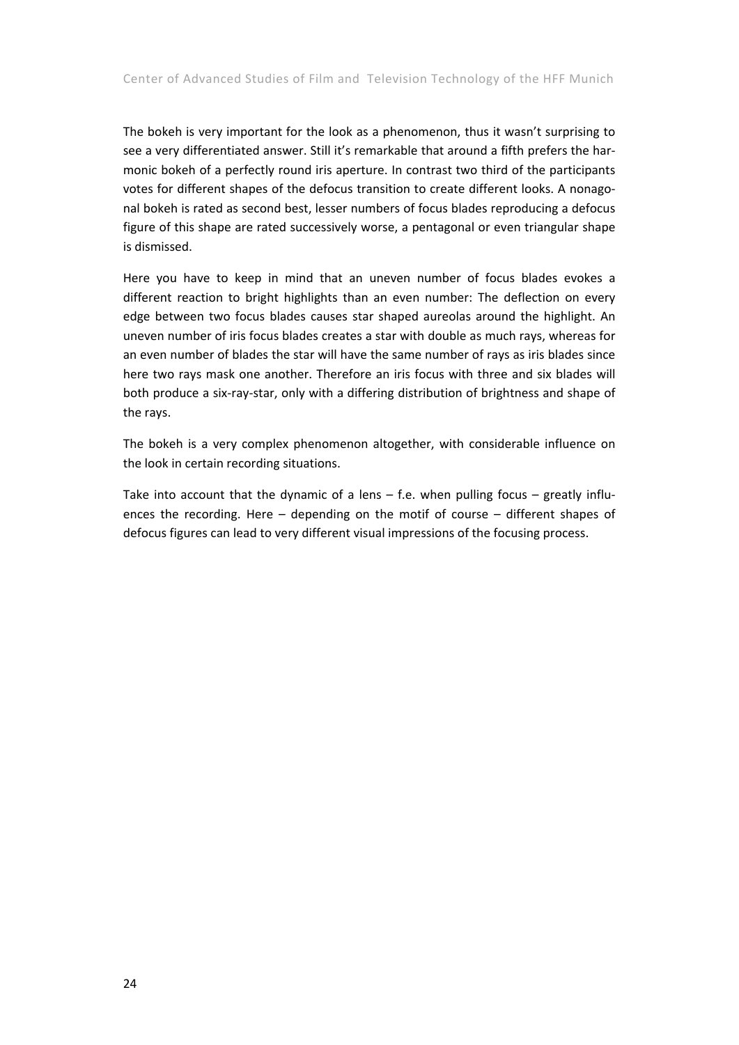The bokeh is very important for the look as a phenomenon, thus it wasn't surprising to see a very differentiated answer. Still it's remarkable that around a fifth prefers the harmonic bokeh of a perfectly round iris aperture. In contrast two third of the participants votes for different shapes of the defocus transition to create different looks. A nonagonal bokeh is rated as second best, lesser numbers of focus blades reproducing a defocus figure of this shape are rated successively worse, a pentagonal or even triangular shape is dismissed.

Here you have to keep in mind that an uneven number of focus blades evokes a different reaction to bright highlights than an even number: The deflection on every edge between two focus blades causes star shaped aureolas around the highlight. An uneven number of iris focus blades creates a star with double as much rays, whereas for an even number of blades the star will have the same number of rays as iris blades since here two rays mask one another. Therefore an iris focus with three and six blades will both produce a six-ray-star, only with a differing distribution of brightness and shape of the rays.

The bokeh is a very complex phenomenon altogether, with considerable influence on the look in certain recording situations.

Take into account that the dynamic of a lens – f.e. when pulling focus – greatly influences the recording. Here – depending on the motif of course – different shapes of defocus figures can lead to very different visual impressions of the focusing process.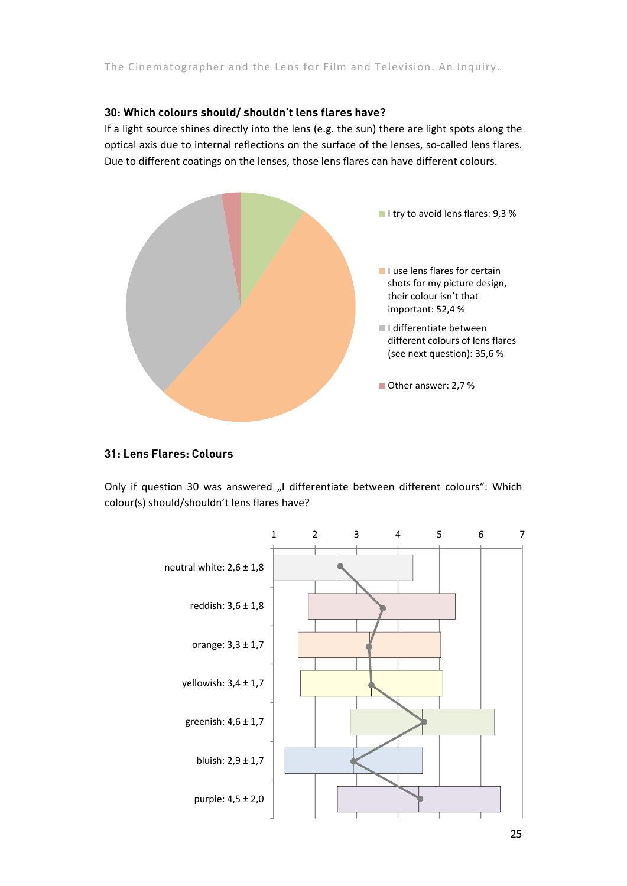### 30: Which colours should/ shouldn't lens flares have?

If a light source shines directly into the lens (e.g. the sun) there are light spots along the optical axis due to internal reflections on the surface of the lenses, so-called lens flares. Due to different coatings on the lenses, those lens flares can have different colours.

- I try to avoid lens flares: 9,3 %
- I use lens flares for certain shots for my picture design, their colour isn't that important: 52,4 %
- I differentiate between different colours of lens flares (see next question): 35,6 %
- Other answer: 2,7 %

### 31: Lens Flares: Colours

Only if question 30 was answered „I differentiate between different colours": Which colour(s) should/shouldn't lens flares have?

- neutral white: 2,6 ± 1,8
- reddish: 3,6 ± 1,8
- orange: 3,3 ± 1,7
- yellowish: 3,4 ± 1,7
- greenish: 4,6 ± 1,7
- bluish: 2,9 ± 1,7
- purple: 4,5 ± 2,0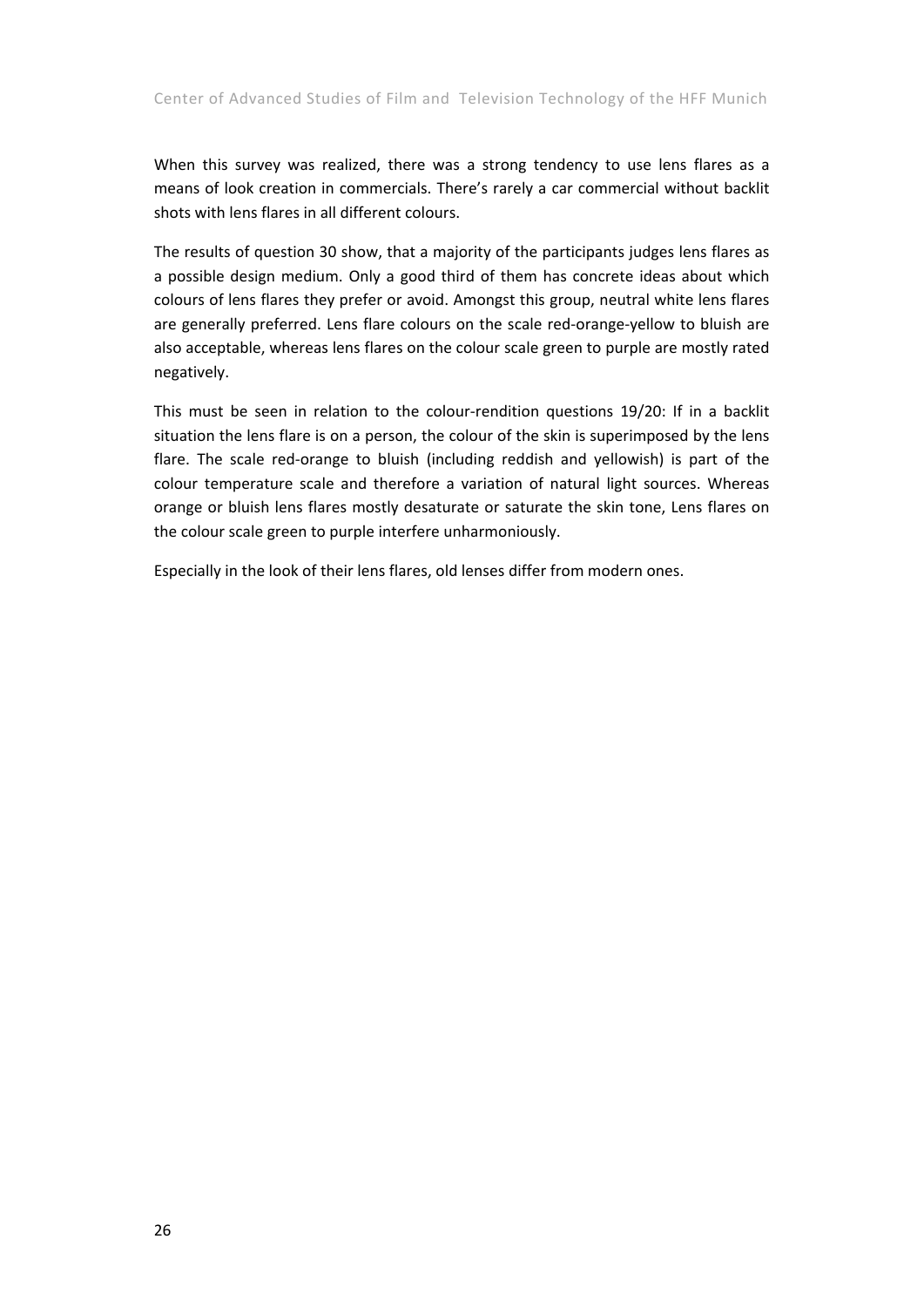When this survey was realized, there was a strong tendency to use lens flares as a means of look creation in commercials. There's rarely a car commercial without backlit shots with lens flares in all different colours.

The results of question 30 show, that a majority of the participants judges lens flares as a possible design medium. Only a good third of them has concrete ideas about which colours of lens flares they prefer or avoid. Amongst this group, neutral white lens flares are generally preferred. Lens flare colours on the scale red-orange-yellow to bluish are also acceptable, whereas lens flares on the colour scale green to purple are mostly rated negatively.

This must be seen in relation to the colour-rendition questions 19/20: If in a backlit situation the lens flare is on a person, the colour of the skin is superimposed by the lens flare. The scale red-orange to bluish (including reddish and yellowish) is part of the colour temperature scale and therefore a variation of natural light sources. Whereas orange or bluish lens flares mostly desaturate or saturate the skin tone, Lens flares on the colour scale green to purple interfere unharmoniously.

Especially in the look of their lens flares, old lenses differ from modern ones.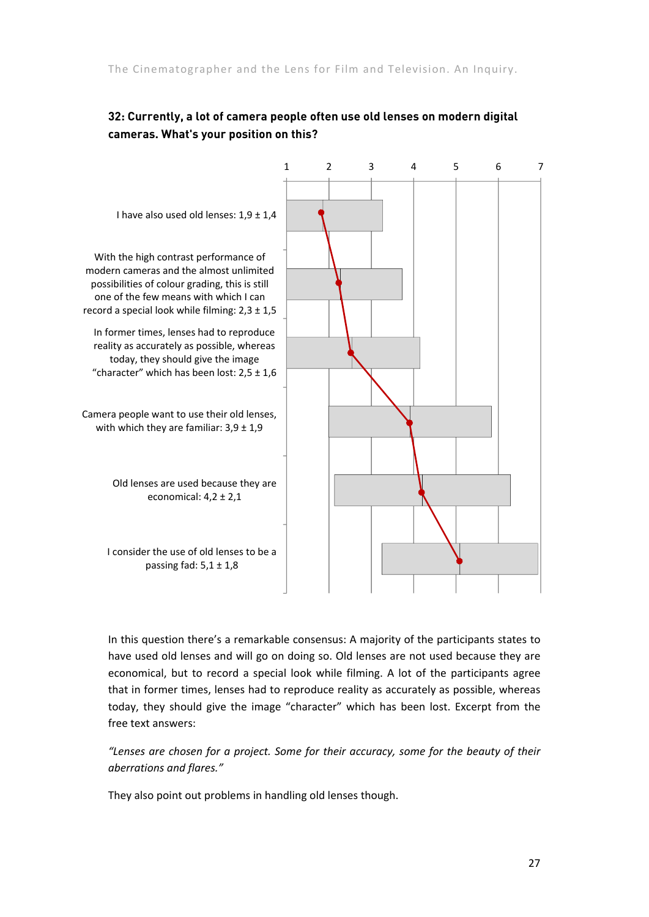### 32: Currently, a lot of camera people often use old lenses on modern digital cameras. What's your position on this?

1 2 3 4 5 6 7

I have also used old lenses: 1,9 ± 1,4

With the high contrast performance of modern cameras and the almost unlimited possibilities of colour grading, this is still one of the few means with which I can record a special look while filming: 2,3 ± 1,5

In former times, lenses had to reproduce reality as accurately as possible, whereas today, they should give the image "character" which has been lost: 2,5 ± 1,6

Camera people want to use their old lenses, with which they are familiar: 3,9 ± 1,9

Old lenses are used because they are economical: 4,2 ± 2,1

I consider the use of old lenses to be a passing fad: 5,1 ± 1,8

In this question there's a remarkable consensus: A majority of the participants states to have used old lenses and will go on doing so. Old lenses are not used because they are economical, but to record a special look while filming. A lot of the participants agree that in former times, lenses had to reproduce reality as accurately as possible, whereas today, they should give the image "character" which has been lost. Excerpt from the free text answers:

*"Lenses are chosen for a project. Some for their accuracy, some for the beauty of their aberrations and flares."*

They also point out problems in handling old lenses though.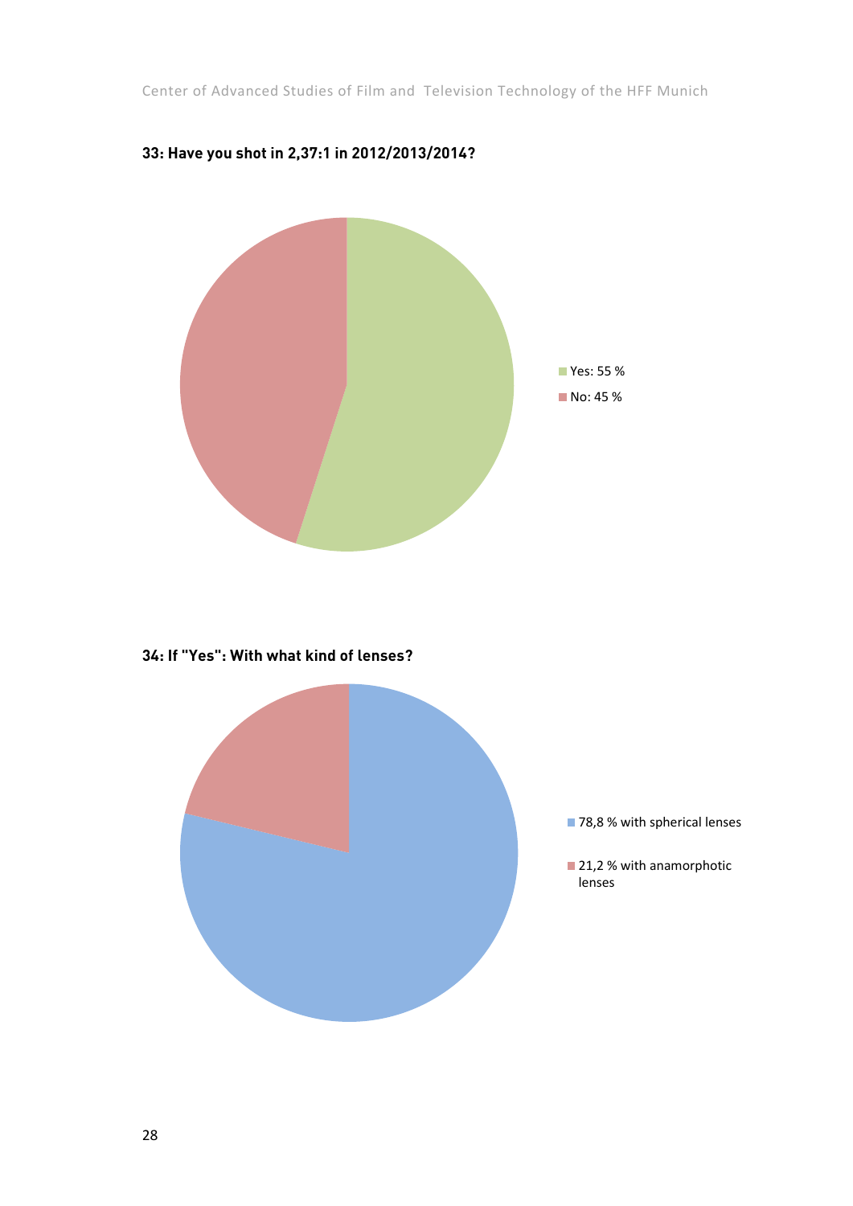**33: Have you shot in 2,37:1 in 2012/2013/2014?**

Yes: 55 %

No: 45 %

**34: If "Yes": With what kind of lenses?**

78,8 % with spherical lenses

21,2 % with anamorphotic lenses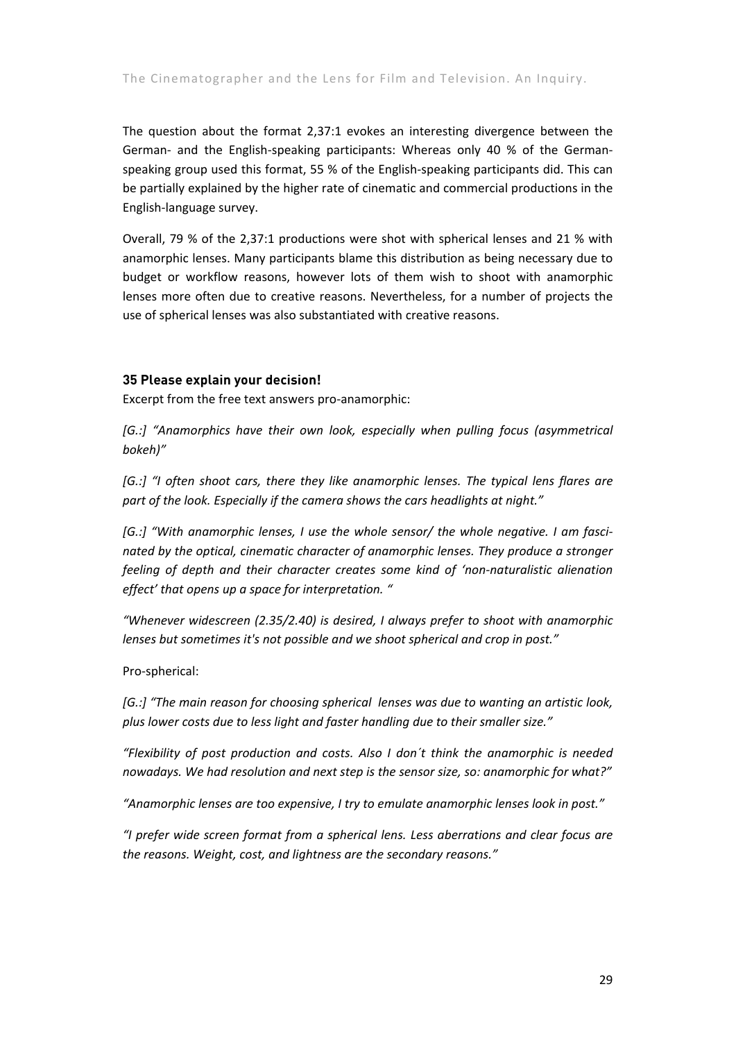The question about the format 2,37:1 evokes an interesting divergence between the German- and the English-speaking participants: Whereas only 40 % of the German-speaking group used this format, 55 % of the English-speaking participants did. This can be partially explained by the higher rate of cinematic and commercial productions in the English-language survey.

Overall, 79 % of the 2,37:1 productions were shot with spherical lenses and 21 % with anamorphic lenses. Many participants blame this distribution as being necessary due to budget or workflow reasons, however lots of them wish to shoot with anamorphic lenses more often due to creative reasons. Nevertheless, for a number of projects the use of spherical lenses was also substantiated with creative reasons.

### 35 Please explain your decision!

Excerpt from the free text answers pro-anamorphic:

*[G.:] "Anamorphics have their own look, especially when pulling focus (asymmetrical bokeh)"*

*[G.:] "I often shoot cars, there they like anamorphic lenses. The typical lens flares are part of the look. Especially if the camera shows the cars headlights at night."*

*[G.:] "With anamorphic lenses, I use the whole sensor/ the whole negative. I am fascinated by the optical, cinematic character of anamorphic lenses. They produce a stronger feeling of depth and their character creates some kind of 'non-naturalistic alienation effect' that opens up a space for interpretation. "*

*"Whenever widescreen (2.35/2.40) is desired, I always prefer to shoot with anamorphic lenses but sometimes it's not possible and we shoot spherical and crop in post."*

Pro-spherical:

*[G.:] "The main reason for choosing spherical lenses was due to wanting an artistic look, plus lower costs due to less light and faster handling due to their smaller size."*

*"Flexibility of post production and costs. Also I don´t think the anamorphic is needed nowadays. We had resolution and next step is the sensor size, so: anamorphic for what?"*

*"Anamorphic lenses are too expensive, I try to emulate anamorphic lenses look in post."*

*"I prefer wide screen format from a spherical lens. Less aberrations and clear focus are the reasons. Weight, cost, and lightness are the secondary reasons."*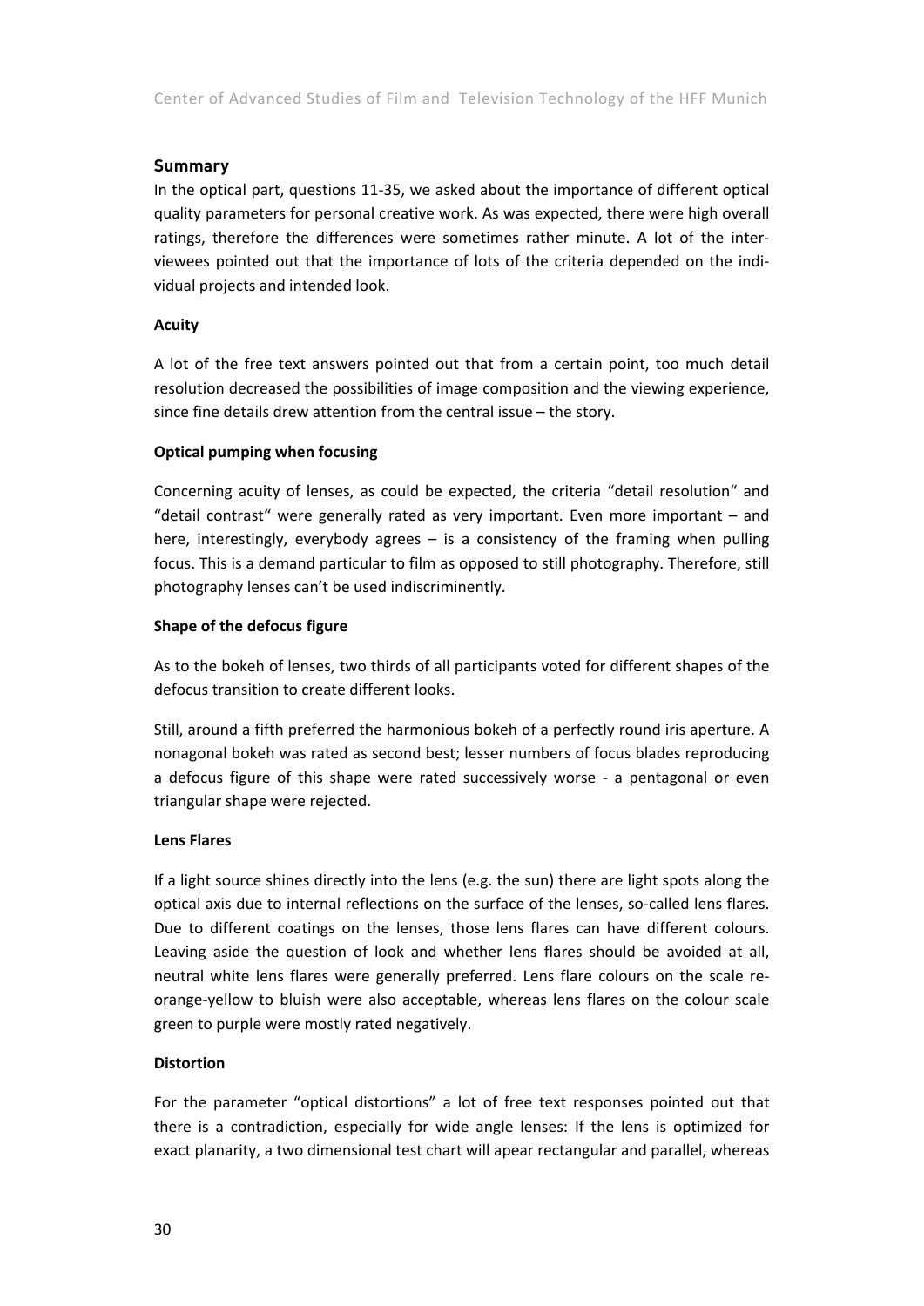## Summary

In the optical part, questions 11-35, we asked about the importance of different optical quality parameters for personal creative work. As was expected, there were high overall ratings, therefore the differences were sometimes rather minute. A lot of the interviewees pointed out that the importance of lots of the criteria depended on the individual projects and intended look.

**Acuity**

A lot of the free text answers pointed out that from a certain point, too much detail resolution decreased the possibilities of image composition and the viewing experience, since fine details drew attention from the central issue – the story.

**Optical pumping when focusing**

Concerning acuity of lenses, as could be expected, the criteria "detail resolution" and "detail contrast" were generally rated as very important. Even more important – and here, interestingly, everybody agrees – is a consistency of the framing when pulling focus. This is a demand particular to film as opposed to still photography. Therefore, still photography lenses can't be used indiscriminently.

**Shape of the defocus figure**

As to the bokeh of lenses, two thirds of all participants voted for different shapes of the defocus transition to create different looks.

Still, around a fifth preferred the harmonious bokeh of a perfectly round iris aperture. A nonagonal bokeh was rated as second best; lesser numbers of focus blades reproducing a defocus figure of this shape were rated successively worse - a pentagonal or even triangular shape were rejected.

**Lens Flares**

If a light source shines directly into the lens (e.g. the sun) there are light spots along the optical axis due to internal reflections on the surface of the lenses, so-called lens flares. Due to different coatings on the lenses, those lens flares can have different colours. Leaving aside the question of look and whether lens flares should be avoided at all, neutral white lens flares were generally preferred. Lens flare colours on the scale re-orange-yellow to bluish were also acceptable, whereas lens flares on the colour scale green to purple were mostly rated negatively.

**Distortion**

For the parameter "optical distortions" a lot of free text responses pointed out that there is a contradiction, especially for wide angle lenses: If the lens is optimized for exact planarity, a two dimensional test chart will apear rectangular and parallel, whereas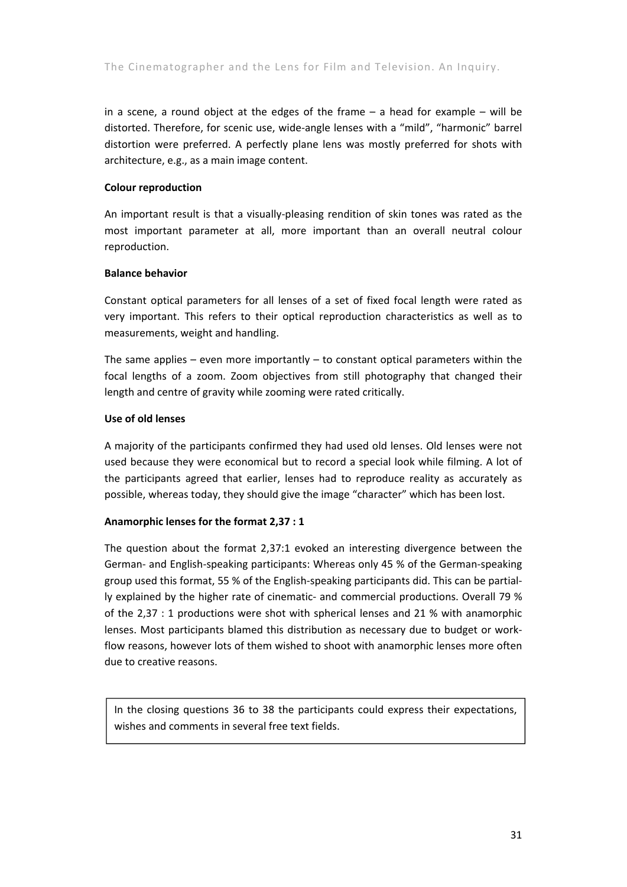in a scene, a round object at the edges of the frame – a head for example – will be distorted. Therefore, for scenic use, wide-angle lenses with a "mild", "harmonic" barrel distortion were preferred. A perfectly plane lens was mostly preferred for shots with architecture, e.g., as a main image content.

**Colour reproduction**

An important result is that a visually-pleasing rendition of skin tones was rated as the most important parameter at all, more important than an overall neutral colour reproduction.

**Balance behavior**

Constant optical parameters for all lenses of a set of fixed focal length were rated as very important. This refers to their optical reproduction characteristics as well as to measurements, weight and handling.

The same applies – even more importantly – to constant optical parameters within the focal lengths of a zoom. Zoom objectives from still photography that changed their length and centre of gravity while zooming were rated critically.

**Use of old lenses**

A majority of the participants confirmed they had used old lenses. Old lenses were not used because they were economical but to record a special look while filming. A lot of the participants agreed that earlier, lenses had to reproduce reality as accurately as possible, whereas today, they should give the image "character" which has been lost.

**Anamorphic lenses for the format 2,37 : 1**

The question about the format 2,37:1 evoked an interesting divergence between the German- and English-speaking participants: Whereas only 45 % of the German-speaking group used this format, 55 % of the English-speaking participants did. This can be partially explained by the higher rate of cinematic- and commercial productions. Overall 79 % of the 2,37 : 1 productions were shot with spherical lenses and 21 % with anamorphic lenses. Most participants blamed this distribution as necessary due to budget or workflow reasons, however lots of them wished to shoot with anamorphic lenses more often due to creative reasons.

In the closing questions 36 to 38 the participants could express their expectations, wishes and comments in several free text fields.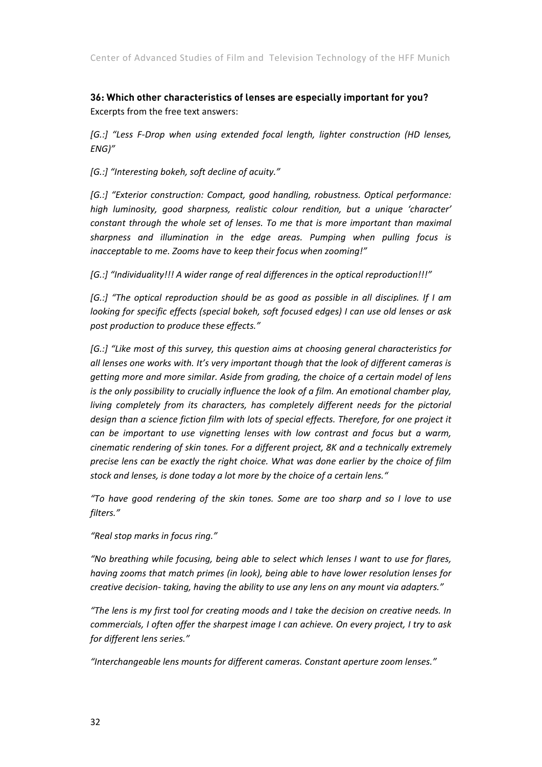### 36: Which other characteristics of lenses are especially important for you?

Excerpts from the free text answers:

*[G.:] "Less F-Drop when using extended focal length, lighter construction (HD lenses, ENG)"*

*[G.:] "Interesting bokeh, soft decline of acuity."*

*[G.:] "Exterior construction: Compact, good handling, robustness. Optical performance: high luminosity, good sharpness, realistic colour rendition, but a unique 'character' constant through the whole set of lenses. To me that is more important than maximal sharpness and illumination in the edge areas. Pumping when pulling focus is inacceptable to me. Zooms have to keep their focus when zooming!"*

*[G.:] "Individuality!!! A wider range of real differences in the optical reproduction!!!"*

*[G.:] "The optical reproduction should be as good as possible in all disciplines. If I am looking for specific effects (special bokeh, soft focused edges) I can use old lenses or ask post production to produce these effects."*

*[G.:] "Like most of this survey, this question aims at choosing general characteristics for all lenses one works with. It's very important though that the look of different cameras is getting more and more similar. Aside from grading, the choice of a certain model of lens is the only possibility to crucially influence the look of a film. An emotional chamber play, living completely from its characters, has completely different needs for the pictorial design than a science fiction film with lots of special effects. Therefore, for one project it can be important to use vignetting lenses with low contrast and focus but a warm, cinematic rendering of skin tones. For a different project, 8K and a technically extremely precise lens can be exactly the right choice. What was done earlier by the choice of film stock and lenses, is done today a lot more by the choice of a certain lens."*

*"To have good rendering of the skin tones. Some are too sharp and so I love to use filters."*

*"Real stop marks in focus ring."*

*"No breathing while focusing, being able to select which lenses I want to use for flares, having zooms that match primes (in look), being able to have lower resolution lenses for creative decision- taking, having the ability to use any lens on any mount via adapters."*

*"The lens is my first tool for creating moods and I take the decision on creative needs. In commercials, I often offer the sharpest image I can achieve. On every project, I try to ask for different lens series."*

*"Interchangeable lens mounts for different cameras. Constant aperture zoom lenses."*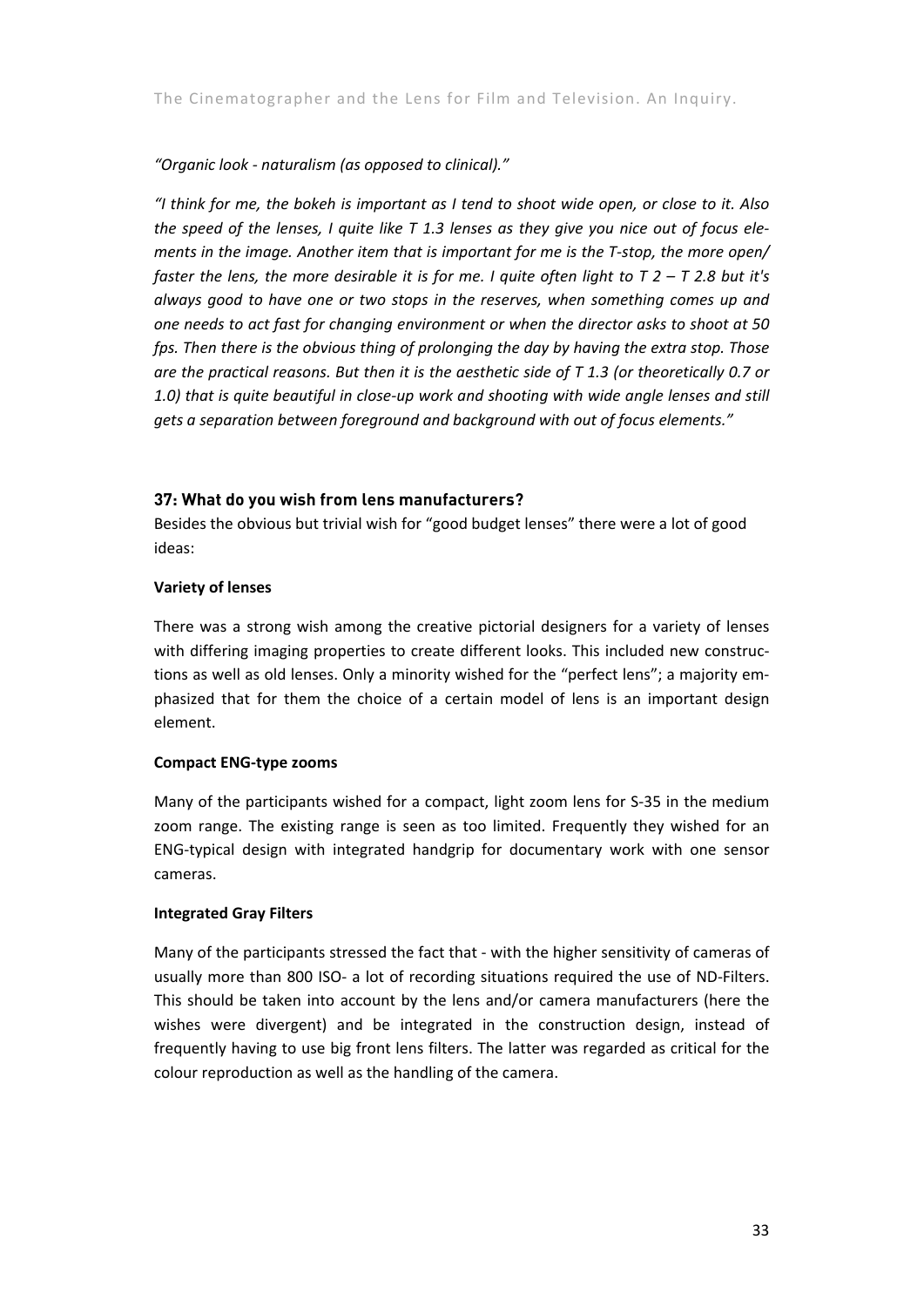*"Organic look - naturalism (as opposed to clinical)."*

*"I think for me, the bokeh is important as I tend to shoot wide open, or close to it. Also the speed of the lenses, I quite like T 1.3 lenses as they give you nice out of focus elements in the image. Another item that is important for me is the T-stop, the more open/ faster the lens, the more desirable it is for me. I quite often light to T 2 – T 2.8 but it's always good to have one or two stops in the reserves, when something comes up and one needs to act fast for changing environment or when the director asks to shoot at 50 fps. Then there is the obvious thing of prolonging the day by having the extra stop. Those are the practical reasons. But then it is the aesthetic side of T 1.3 (or theoretically 0.7 or 1.0) that is quite beautiful in close-up work and shooting with wide angle lenses and still gets a separation between foreground and background with out of focus elements."*

### 37: What do you wish from lens manufacturers?

Besides the obvious but trivial wish for "good budget lenses" there were a lot of good ideas:

**Variety of lenses**

There was a strong wish among the creative pictorial designers for a variety of lenses with differing imaging properties to create different looks. This included new constructions as well as old lenses. Only a minority wished for the "perfect lens"; a majority emphasized that for them the choice of a certain model of lens is an important design element.

**Compact ENG-type zooms**

Many of the participants wished for a compact, light zoom lens for S-35 in the medium zoom range. The existing range is seen as too limited. Frequently they wished for an ENG-typical design with integrated handgrip for documentary work with one sensor cameras.

**Integrated Gray Filters**

Many of the participants stressed the fact that - with the higher sensitivity of cameras of usually more than 800 ISO- a lot of recording situations required the use of ND-Filters. This should be taken into account by the lens and/or camera manufacturers (here the wishes were divergent) and be integrated in the construction design, instead of frequently having to use big front lens filters. The latter was regarded as critical for the colour reproduction as well as the handling of the camera.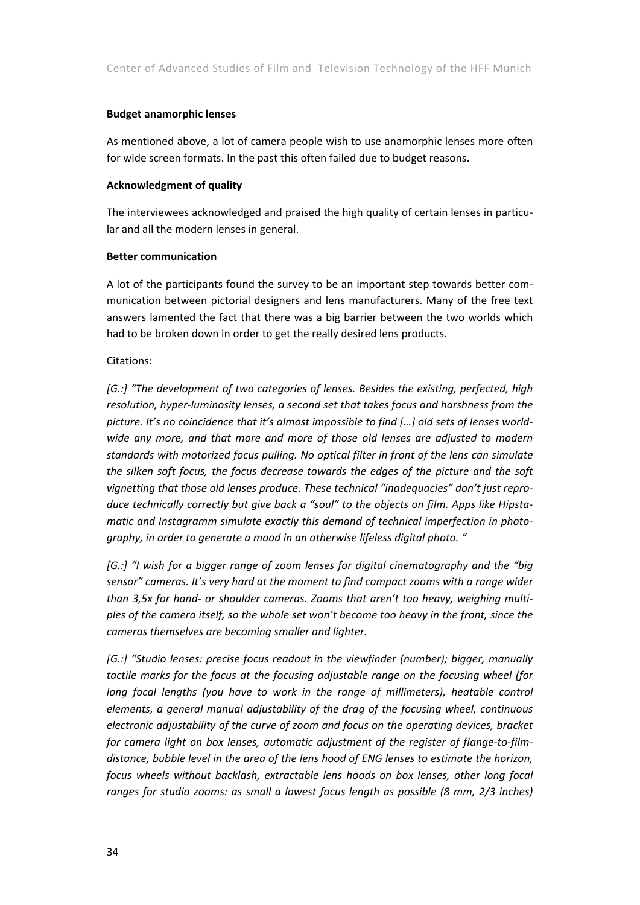**Budget anamorphic lenses**

As mentioned above, a lot of camera people wish to use anamorphic lenses more often for wide screen formats. In the past this often failed due to budget reasons.

**Acknowledgment of quality**

The interviewees acknowledged and praised the high quality of certain lenses in particular and all the modern lenses in general.

**Better communication**

A lot of the participants found the survey to be an important step towards better communication between pictorial designers and lens manufacturers. Many of the free text answers lamented the fact that there was a big barrier between the two worlds which had to be broken down in order to get the really desired lens products.

Citations:

*[G.:] "The development of two categories of lenses. Besides the existing, perfected, high resolution, hyper-luminosity lenses, a second set that takes focus and harshness from the picture. It's no coincidence that it's almost impossible to find […] old sets of lenses worldwide any more, and that more and more of those old lenses are adjusted to modern standards with motorized focus pulling. No optical filter in front of the lens can simulate the silken soft focus, the focus decrease towards the edges of the picture and the soft vignetting that those old lenses produce. These technical "inadequacies" don't just reproduce technically correctly but give back a "soul" to the objects on film. Apps like Hipstamatic and Instagramm simulate exactly this demand of technical imperfection in photography, in order to generate a mood in an otherwise lifeless digital photo. "*

*[G.:] "I wish for a bigger range of zoom lenses for digital cinematography and the "big sensor" cameras. It's very hard at the moment to find compact zooms with a range wider than 3,5x for hand- or shoulder cameras. Zooms that aren't too heavy, weighing multiples of the camera itself, so the whole set won't become too heavy in the front, since the cameras themselves are becoming smaller and lighter.*

*[G.:] "Studio lenses: precise focus readout in the viewfinder (number); bigger, manually tactile marks for the focus at the focusing adjustable range on the focusing wheel (for long focal lengths (you have to work in the range of millimeters), heatable control elements, a general manual adjustability of the drag of the focusing wheel, continuous electronic adjustability of the curve of zoom and focus on the operating devices, bracket for camera light on box lenses, automatic adjustment of the register of flange-to-film-distance, bubble level in the area of the lens hood of ENG lenses to estimate the horizon, focus wheels without backlash, extractable lens hoods on box lenses, other long focal ranges for studio zooms: as small a lowest focus length as possible (8 mm, 2/3 inches)*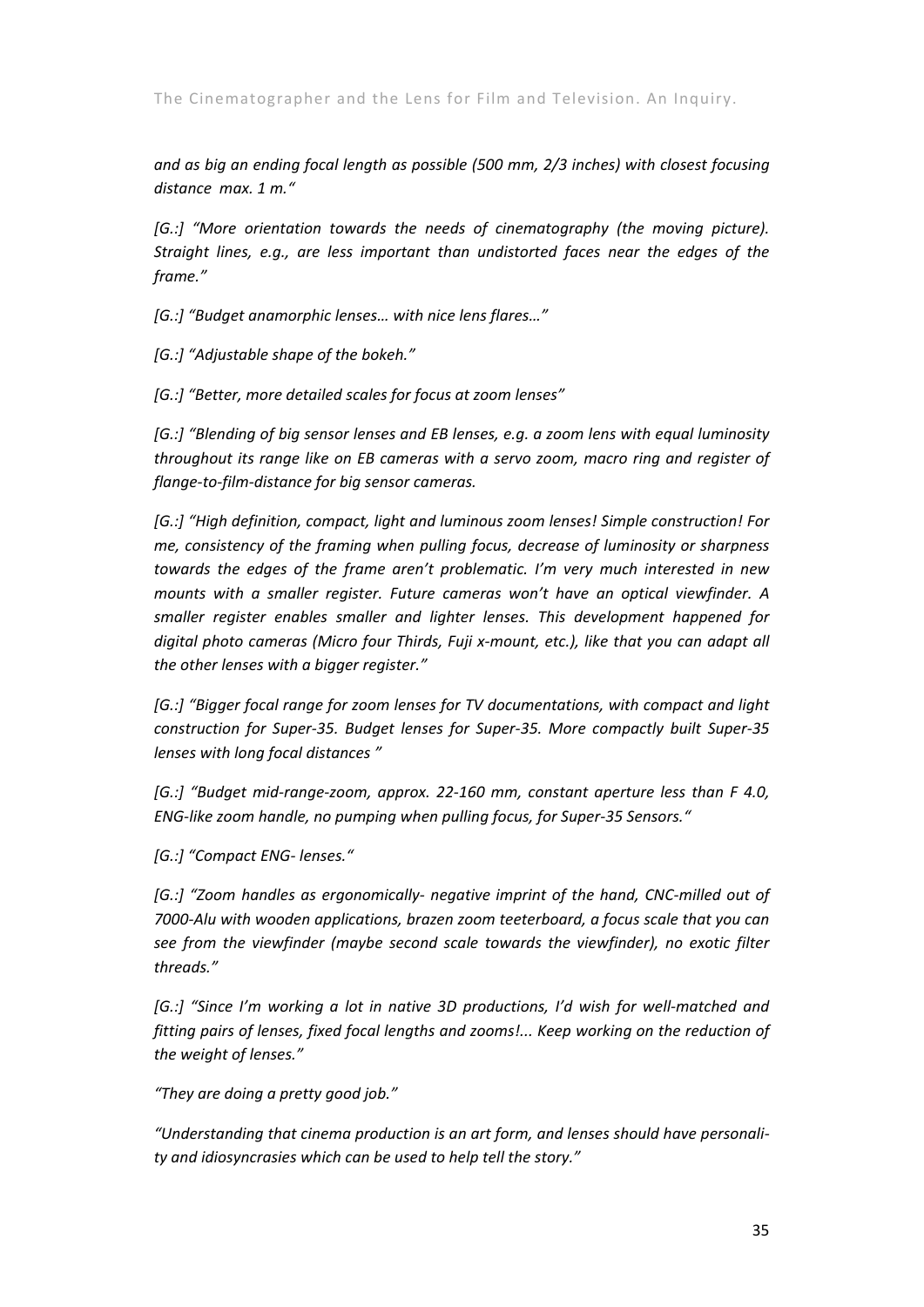*and as big an ending focal length as possible (500 mm, 2/3 inches) with closest focusing distance max. 1 m."*

*[G.:] "More orientation towards the needs of cinematography (the moving picture). Straight lines, e.g., are less important than undistorted faces near the edges of the frame."*

*[G.:] "Budget anamorphic lenses… with nice lens flares…"*

*[G.:] "Adjustable shape of the bokeh."*

*[G.:] "Better, more detailed scales for focus at zoom lenses"*

*[G.:] "Blending of big sensor lenses and EB lenses, e.g. a zoom lens with equal luminosity throughout its range like on EB cameras with a servo zoom, macro ring and register of flange-to-film-distance for big sensor cameras.*

*[G.:] "High definition, compact, light and luminous zoom lenses! Simple construction! For me, consistency of the framing when pulling focus, decrease of luminosity or sharpness towards the edges of the frame aren't problematic. I'm very much interested in new mounts with a smaller register. Future cameras won't have an optical viewfinder. A smaller register enables smaller and lighter lenses. This development happened for digital photo cameras (Micro four Thirds, Fuji x-mount, etc.), like that you can adapt all the other lenses with a bigger register."*

*[G.:] "Bigger focal range for zoom lenses for TV documentations, with compact and light construction for Super-35. Budget lenses for Super-35. More compactly built Super-35 lenses with long focal distances "*

*[G.:] "Budget mid-range-zoom, approx. 22-160 mm, constant aperture less than F 4.0, ENG-like zoom handle, no pumping when pulling focus, for Super-35 Sensors."*

*[G.:] "Compact ENG- lenses."*

*[G.:] "Zoom handles as ergonomically- negative imprint of the hand, CNC-milled out of 7000-Alu with wooden applications, brazen zoom teeterboard, a focus scale that you can see from the viewfinder (maybe second scale towards the viewfinder), no exotic filter threads."*

*[G.:] "Since I'm working a lot in native 3D productions, I'd wish for well-matched and fitting pairs of lenses, fixed focal lengths and zooms!... Keep working on the reduction of the weight of lenses."*

*"They are doing a pretty good job."*

*"Understanding that cinema production is an art form, and lenses should have personality and idiosyncrasies which can be used to help tell the story."*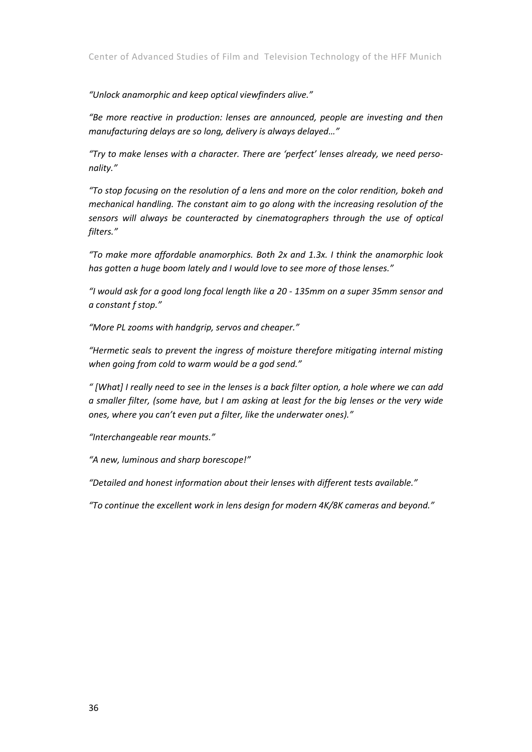*“Unlock anamorphic and keep optical viewfinders alive.”*

*“Be more reactive in production: lenses are announced, people are investing and then manufacturing delays are so long, delivery is always delayed…”*

*“Try to make lenses with a character. There are ‘perfect’ lenses already, we need personality.”*

*“To stop focusing on the resolution of a lens and more on the color rendition, bokeh and mechanical handling. The constant aim to go along with the increasing resolution of the sensors will always be counteracted by cinematographers through the use of optical filters.”*

*“To make more affordable anamorphics. Both 2x and 1.3x. I think the anamorphic look has gotten a huge boom lately and I would love to see more of those lenses.”*

*“I would ask for a good long focal length like a 20 - 135mm on a super 35mm sensor and a constant f stop.”*

*“More PL zooms with handgrip, servos and cheaper.”*

*“Hermetic seals to prevent the ingress of moisture therefore mitigating internal misting when going from cold to warm would be a god send.”*

*“ [What] I really need to see in the lenses is a back filter option, a hole where we can add a smaller filter, (some have, but I am asking at least for the big lenses or the very wide ones, where you can’t even put a filter, like the underwater ones).”*

*“Interchangeable rear mounts.”*

*“A new, luminous and sharp borescope!”*

*“Detailed and honest information about their lenses with different tests available.”*

*“To continue the excellent work in lens design for modern 4K/8K cameras and beyond.”*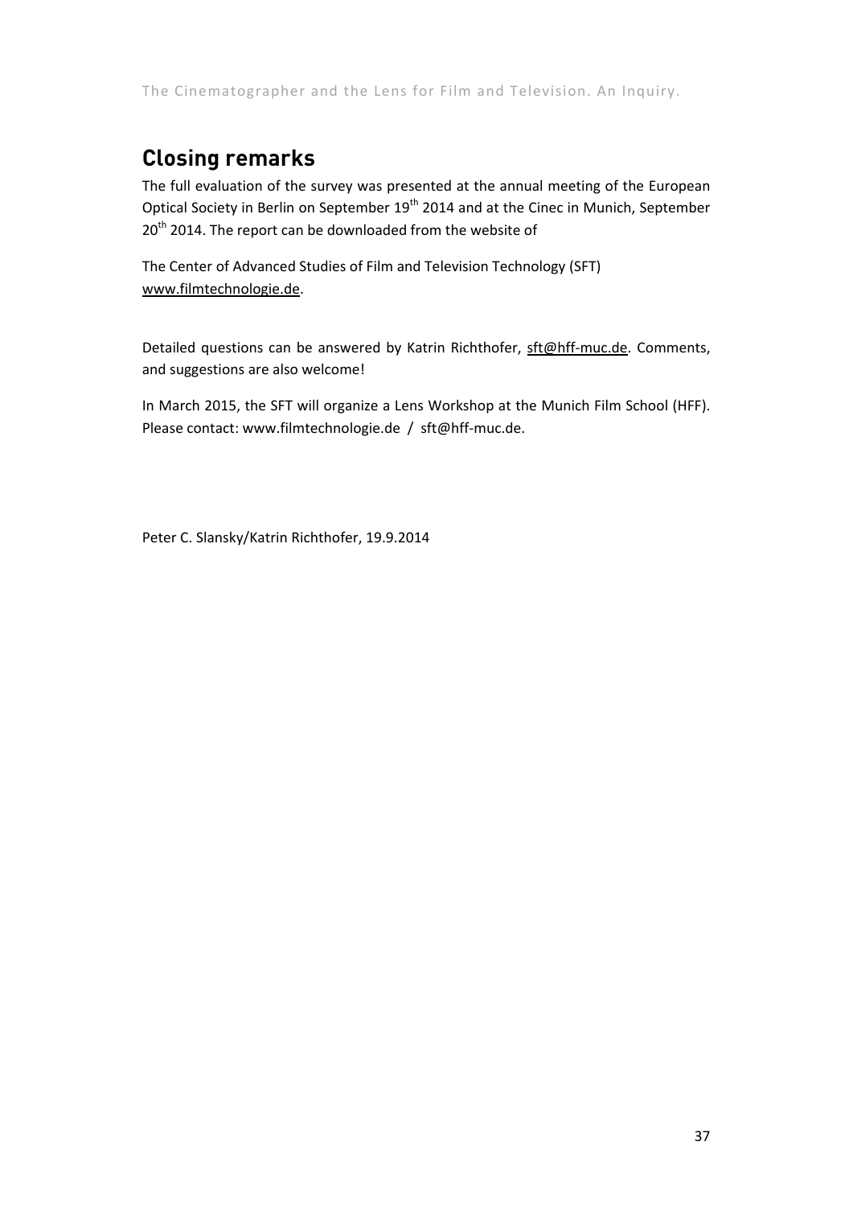## Closing remarks

The full evaluation of the survey was presented at the annual meeting of the European Optical Society in Berlin on September 19th 2014 and at the Cinec in Munich, September 20th 2014. The report can be downloaded from the website of

The Center of Advanced Studies of Film and Television Technology (SFT)
www.filmtechnologie.de.

Detailed questions can be answered by Katrin Richthofer, sft@hff-muc.de. Comments, and suggestions are also welcome!

In March 2015, the SFT will organize a Lens Workshop at the Munich Film School (HFF). Please contact: www.filmtechnologie.de / sft@hff-muc.de.

Peter C. Slansky/Katrin Richthofer, 19.9.2014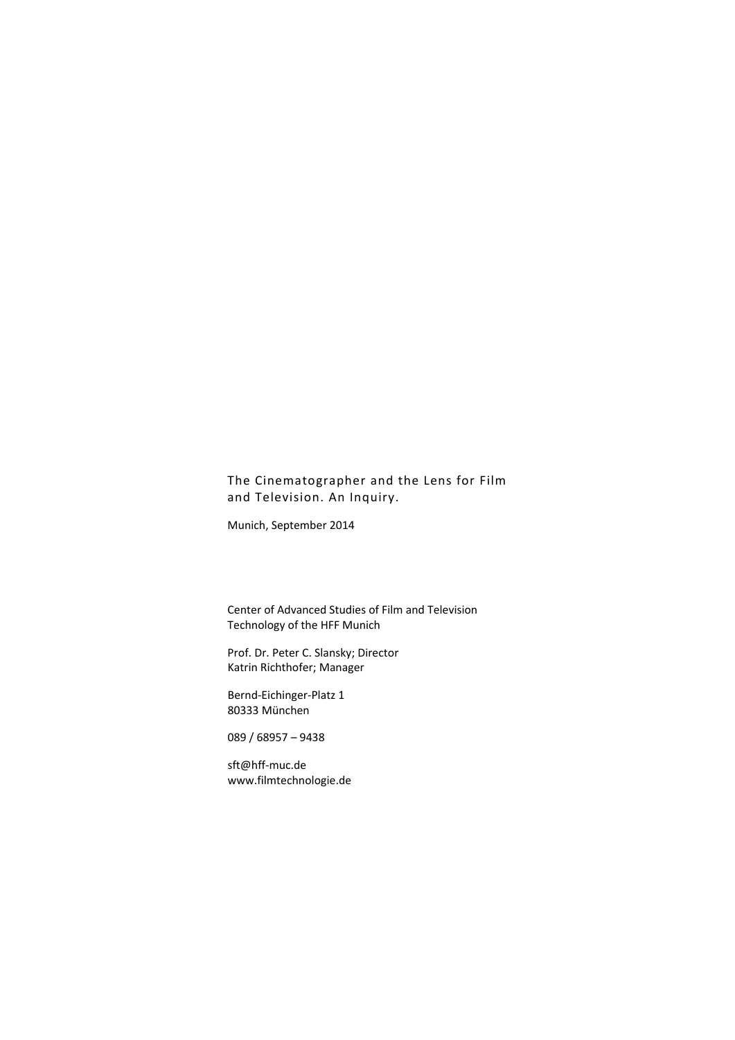The Cinematographer and the Lens for Film and Television. An Inquiry.

Munich, September 2014

Center of Advanced Studies of Film and Television Technology of the HFF Munich

Prof. Dr. Peter C. Slansky; Director
Katrin Richthofer; Manager

Bernd-Eichinger-Platz 1
80333 München

089 / 68957 – 9438

sft@hff-muc.de
www.filmtechnologie.de